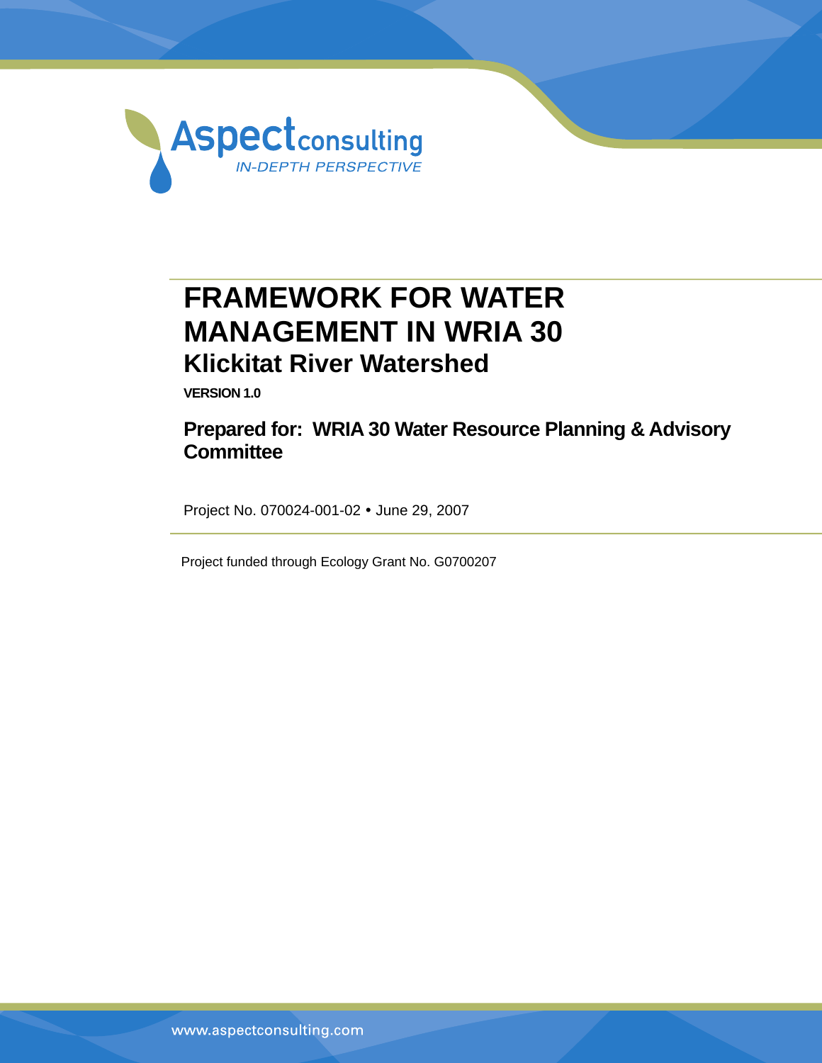Aspect consulting

IN-DEPTH PERSPECTIVE

# FRAMEWORK FOR WATER MANAGEMENT IN WRIA 30

## Klickitat River Watershed

**VERSION 1.0**

**Prepared for: WRIA 30 Water Resource Planning & Advisory Committee**

Project No. 070024-001-02 • June 29, 2007

Project funded through Ecology Grant No. G0700207

www.aspectconsulting.com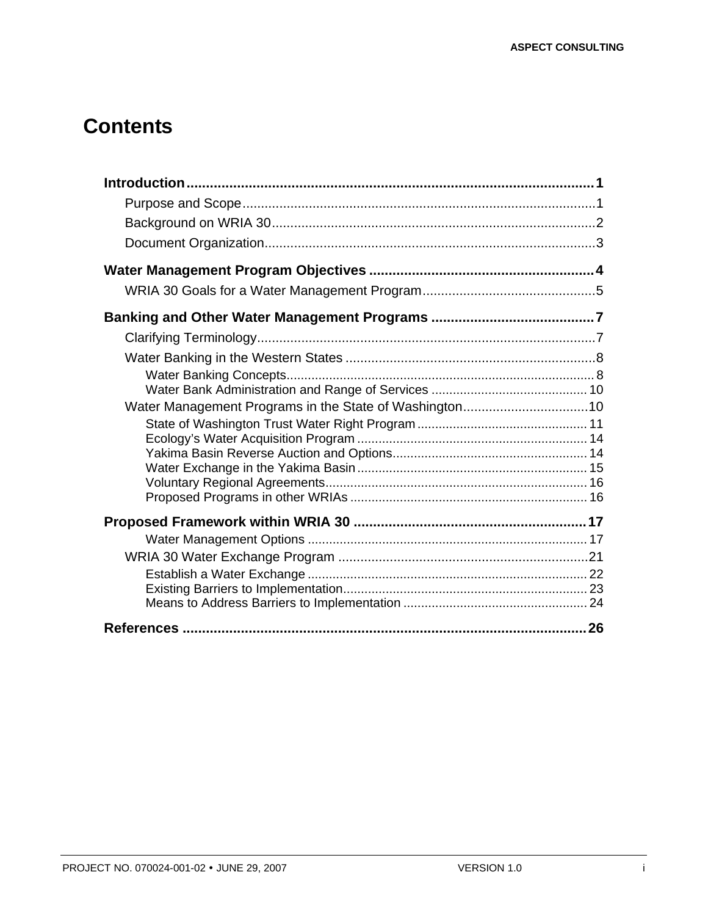# Contents

**Introduction** .......................................................................................... 1

- Purpose and Scope ................................................................................. 1
- Background on WRIA 30 .......................................................................... 2
- Document Organization ........................................................................... 3

**Water Management Program Objectives** ............................................... 4

- WRIA 30 Goals for a Water Management Program ................................ 5

**Banking and Other Water Management Programs** ................................ 7

- Clarifying Terminology ............................................................................. 7
- Water Banking in the Western States ...................................................... 8
  - Water Banking Concepts ..................................................................... 8
  - Water Bank Administration and Range of Services ............................ 10
- Water Management Programs in the State of Washington .................... 10
  - State of Washington Trust Water Right Program ................................ 11
  - Ecology's Water Acquisition Program ................................................. 14
  - Yakima Basin Reverse Auction and Options ....................................... 14
  - Water Exchange in the Yakima Basin ................................................. 15
  - Voluntary Regional Agreements .......................................................... 16
  - Proposed Programs in other WRIAs ................................................... 16

**Proposed Framework within WRIA 30** ................................................... 17

  - Water Management Options ............................................................... 17
- WRIA 30 Water Exchange Program ....................................................... 21
  - Establish a Water Exchange ............................................................... 22
  - Existing Barriers to Implementation .................................................... 23
  - Means to Address Barriers to Implementation .................................... 24

**References** ............................................................................................ 26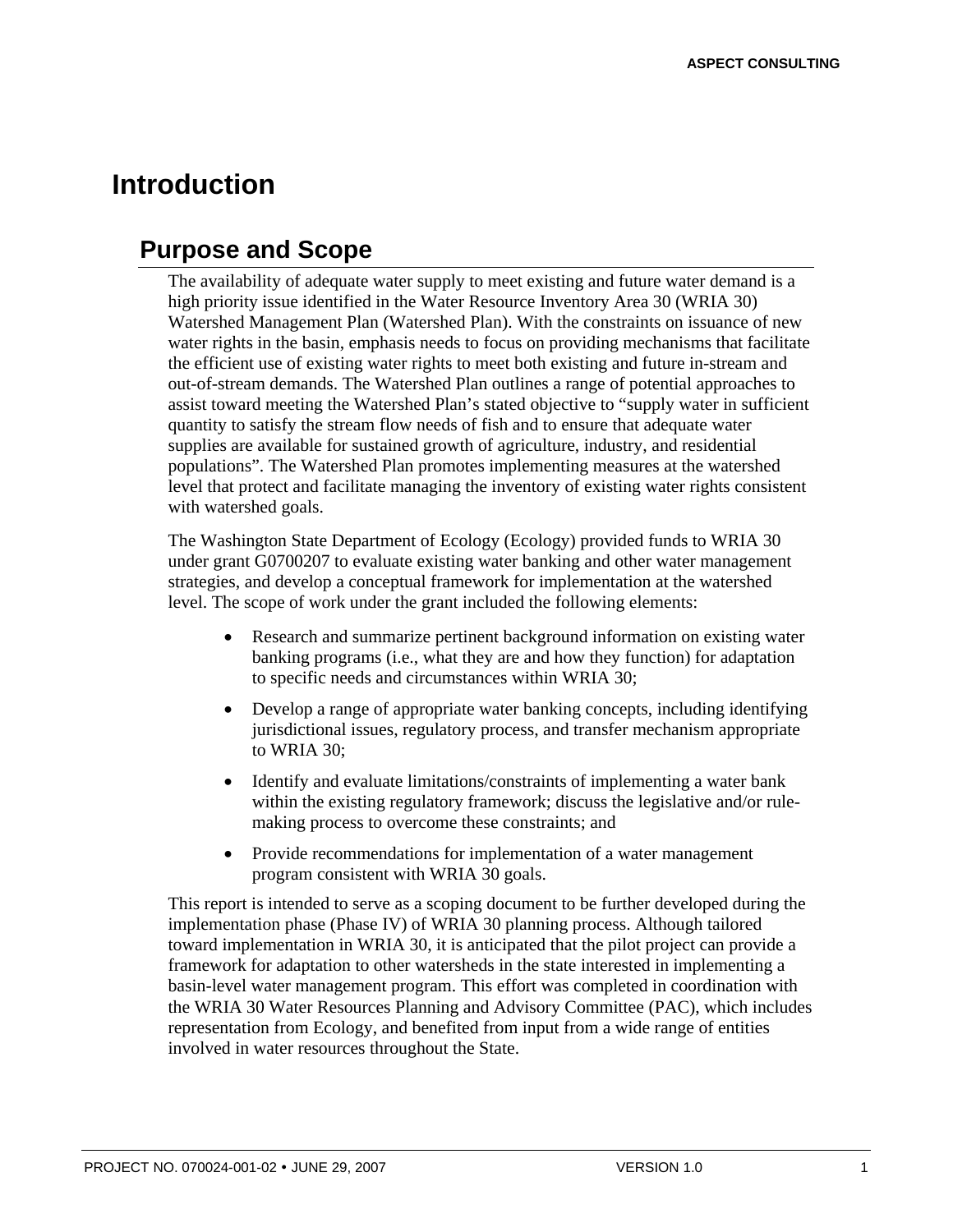# Introduction

## Purpose and Scope

The availability of adequate water supply to meet existing and future water demand is a high priority issue identified in the Water Resource Inventory Area 30 (WRIA 30) Watershed Management Plan (Watershed Plan). With the constraints on issuance of new water rights in the basin, emphasis needs to focus on providing mechanisms that facilitate the efficient use of existing water rights to meet both existing and future in-stream and out-of-stream demands. The Watershed Plan outlines a range of potential approaches to assist toward meeting the Watershed Plan's stated objective to "supply water in sufficient quantity to satisfy the stream flow needs of fish and to ensure that adequate water supplies are available for sustained growth of agriculture, industry, and residential populations". The Watershed Plan promotes implementing measures at the watershed level that protect and facilitate managing the inventory of existing water rights consistent with watershed goals.

The Washington State Department of Ecology (Ecology) provided funds to WRIA 30 under grant G0700207 to evaluate existing water banking and other water management strategies, and develop a conceptual framework for implementation at the watershed level. The scope of work under the grant included the following elements:

- Research and summarize pertinent background information on existing water banking programs (i.e., what they are and how they function) for adaptation to specific needs and circumstances within WRIA 30;
- Develop a range of appropriate water banking concepts, including identifying jurisdictional issues, regulatory process, and transfer mechanism appropriate to WRIA 30;
- Identify and evaluate limitations/constraints of implementing a water bank within the existing regulatory framework; discuss the legislative and/or rule-making process to overcome these constraints; and
- Provide recommendations for implementation of a water management program consistent with WRIA 30 goals.

This report is intended to serve as a scoping document to be further developed during the implementation phase (Phase IV) of WRIA 30 planning process. Although tailored toward implementation in WRIA 30, it is anticipated that the pilot project can provide a framework for adaptation to other watersheds in the state interested in implementing a basin-level water management program. This effort was completed in coordination with the WRIA 30 Water Resources Planning and Advisory Committee (PAC), which includes representation from Ecology, and benefited from input from a wide range of entities involved in water resources throughout the State.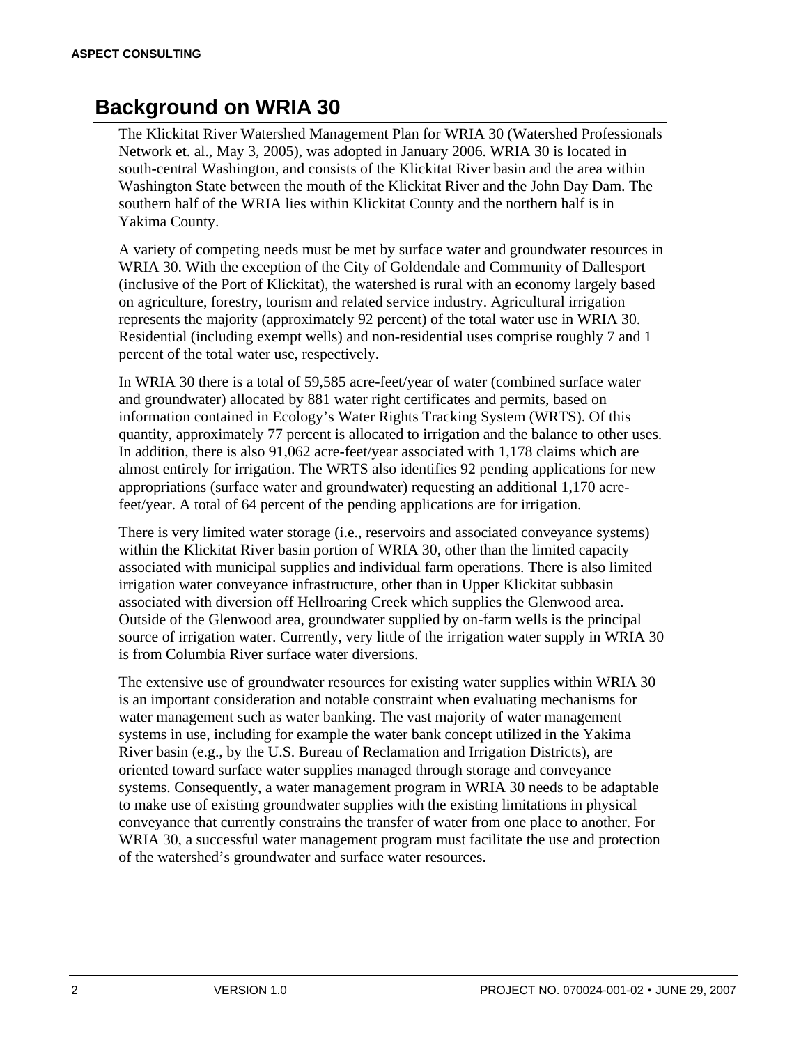# Background on WRIA 30

The Klickitat River Watershed Management Plan for WRIA 30 (Watershed Professionals Network et. al., May 3, 2005), was adopted in January 2006. WRIA 30 is located in south-central Washington, and consists of the Klickitat River basin and the area within Washington State between the mouth of the Klickitat River and the John Day Dam. The southern half of the WRIA lies within Klickitat County and the northern half is in Yakima County.

A variety of competing needs must be met by surface water and groundwater resources in WRIA 30. With the exception of the City of Goldendale and Community of Dallesport (inclusive of the Port of Klickitat), the watershed is rural with an economy largely based on agriculture, forestry, tourism and related service industry. Agricultural irrigation represents the majority (approximately 92 percent) of the total water use in WRIA 30. Residential (including exempt wells) and non-residential uses comprise roughly 7 and 1 percent of the total water use, respectively.

In WRIA 30 there is a total of 59,585 acre-feet/year of water (combined surface water and groundwater) allocated by 881 water right certificates and permits, based on information contained in Ecology's Water Rights Tracking System (WRTS). Of this quantity, approximately 77 percent is allocated to irrigation and the balance to other uses. In addition, there is also 91,062 acre-feet/year associated with 1,178 claims which are almost entirely for irrigation. The WRTS also identifies 92 pending applications for new appropriations (surface water and groundwater) requesting an additional 1,170 acre-feet/year. A total of 64 percent of the pending applications are for irrigation.

There is very limited water storage (i.e., reservoirs and associated conveyance systems) within the Klickitat River basin portion of WRIA 30, other than the limited capacity associated with municipal supplies and individual farm operations. There is also limited irrigation water conveyance infrastructure, other than in Upper Klickitat subbasin associated with diversion off Hellroaring Creek which supplies the Glenwood area. Outside of the Glenwood area, groundwater supplied by on-farm wells is the principal source of irrigation water. Currently, very little of the irrigation water supply in WRIA 30 is from Columbia River surface water diversions.

The extensive use of groundwater resources for existing water supplies within WRIA 30 is an important consideration and notable constraint when evaluating mechanisms for water management such as water banking. The vast majority of water management systems in use, including for example the water bank concept utilized in the Yakima River basin (e.g., by the U.S. Bureau of Reclamation and Irrigation Districts), are oriented toward surface water supplies managed through storage and conveyance systems. Consequently, a water management program in WRIA 30 needs to be adaptable to make use of existing groundwater supplies with the existing limitations in physical conveyance that currently constrains the transfer of water from one place to another. For WRIA 30, a successful water management program must facilitate the use and protection of the watershed's groundwater and surface water resources.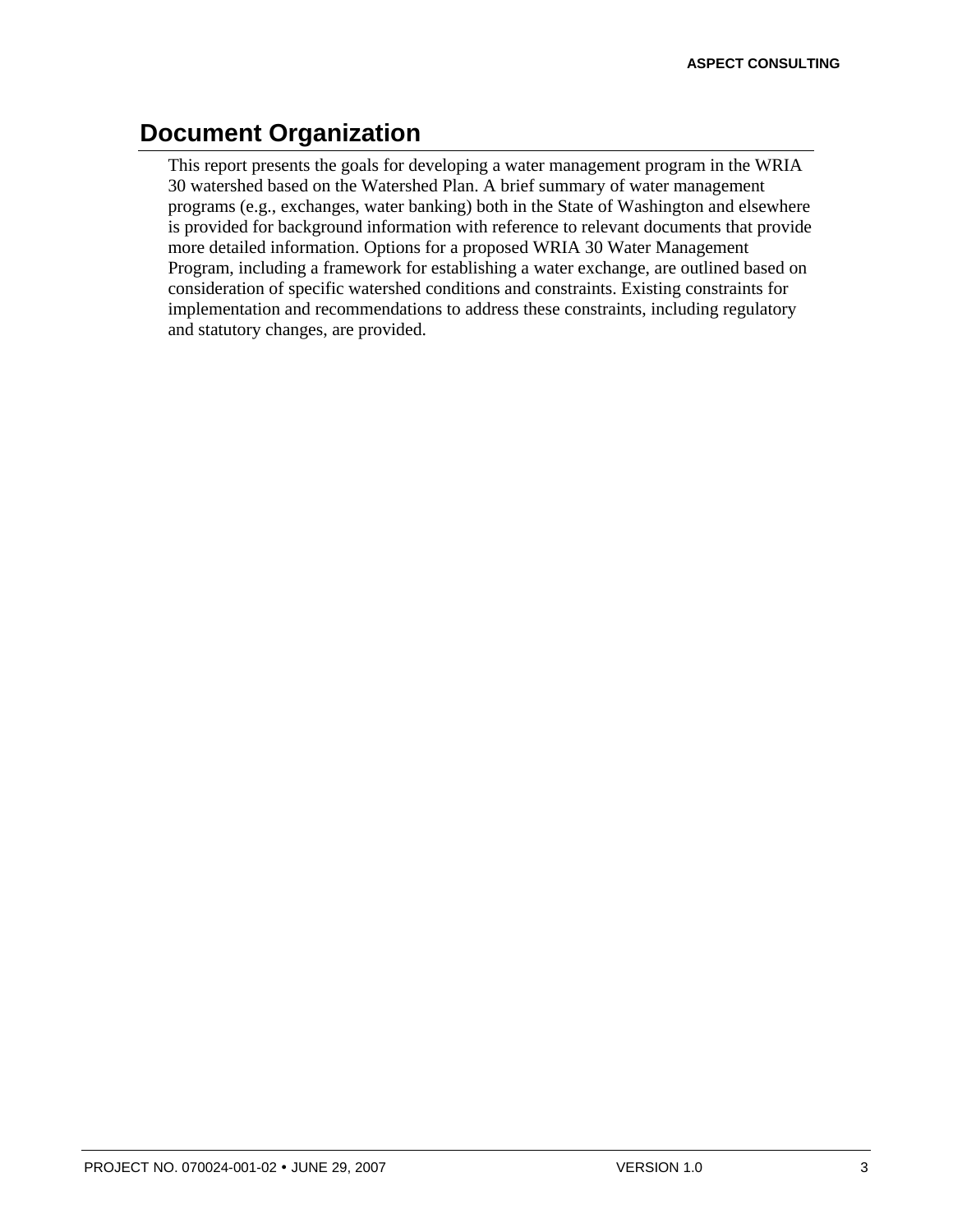# Document Organization

This report presents the goals for developing a water management program in the WRIA 30 watershed based on the Watershed Plan. A brief summary of water management programs (e.g., exchanges, water banking) both in the State of Washington and elsewhere is provided for background information with reference to relevant documents that provide more detailed information. Options for a proposed WRIA 30 Water Management Program, including a framework for establishing a water exchange, are outlined based on consideration of specific watershed conditions and constraints. Existing constraints for implementation and recommendations to address these constraints, including regulatory and statutory changes, are provided.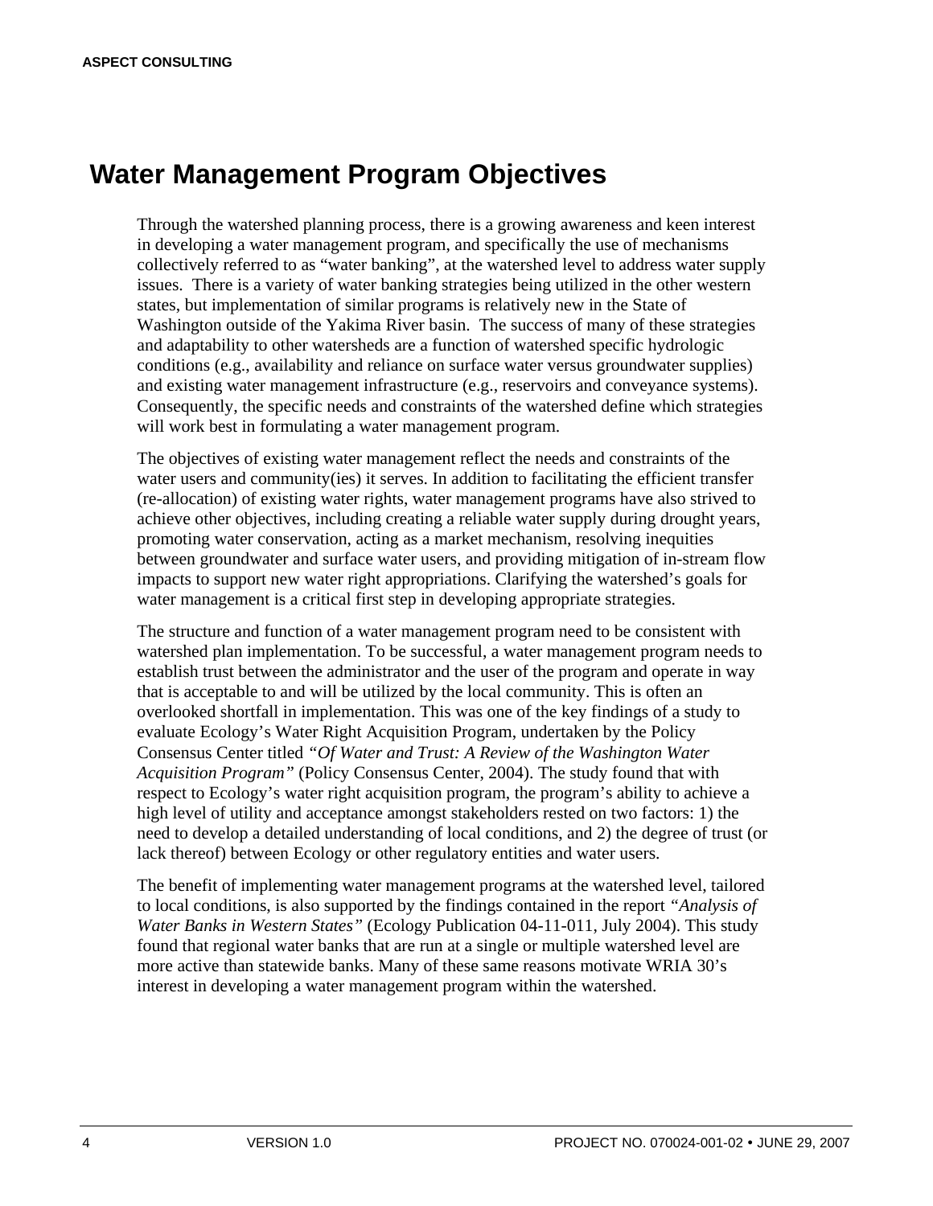# Water Management Program Objectives

Through the watershed planning process, there is a growing awareness and keen interest in developing a water management program, and specifically the use of mechanisms collectively referred to as "water banking", at the watershed level to address water supply issues. There is a variety of water banking strategies being utilized in the other western states, but implementation of similar programs is relatively new in the State of Washington outside of the Yakima River basin. The success of many of these strategies and adaptability to other watersheds are a function of watershed specific hydrologic conditions (e.g., availability and reliance on surface water versus groundwater supplies) and existing water management infrastructure (e.g., reservoirs and conveyance systems). Consequently, the specific needs and constraints of the watershed define which strategies will work best in formulating a water management program.

The objectives of existing water management reflect the needs and constraints of the water users and community(ies) it serves. In addition to facilitating the efficient transfer (re-allocation) of existing water rights, water management programs have also strived to achieve other objectives, including creating a reliable water supply during drought years, promoting water conservation, acting as a market mechanism, resolving inequities between groundwater and surface water users, and providing mitigation of in-stream flow impacts to support new water right appropriations. Clarifying the watershed's goals for water management is a critical first step in developing appropriate strategies.

The structure and function of a water management program need to be consistent with watershed plan implementation. To be successful, a water management program needs to establish trust between the administrator and the user of the program and operate in way that is acceptable to and will be utilized by the local community. This is often an overlooked shortfall in implementation. This was one of the key findings of a study to evaluate Ecology's Water Right Acquisition Program, undertaken by the Policy Consensus Center titled *"Of Water and Trust: A Review of the Washington Water Acquisition Program"* (Policy Consensus Center, 2004). The study found that with respect to Ecology's water right acquisition program, the program's ability to achieve a high level of utility and acceptance amongst stakeholders rested on two factors: 1) the need to develop a detailed understanding of local conditions, and 2) the degree of trust (or lack thereof) between Ecology or other regulatory entities and water users.

The benefit of implementing water management programs at the watershed level, tailored to local conditions, is also supported by the findings contained in the report *"Analysis of Water Banks in Western States"* (Ecology Publication 04-11-011, July 2004). This study found that regional water banks that are run at a single or multiple watershed level are more active than statewide banks. Many of these same reasons motivate WRIA 30's interest in developing a water management program within the watershed.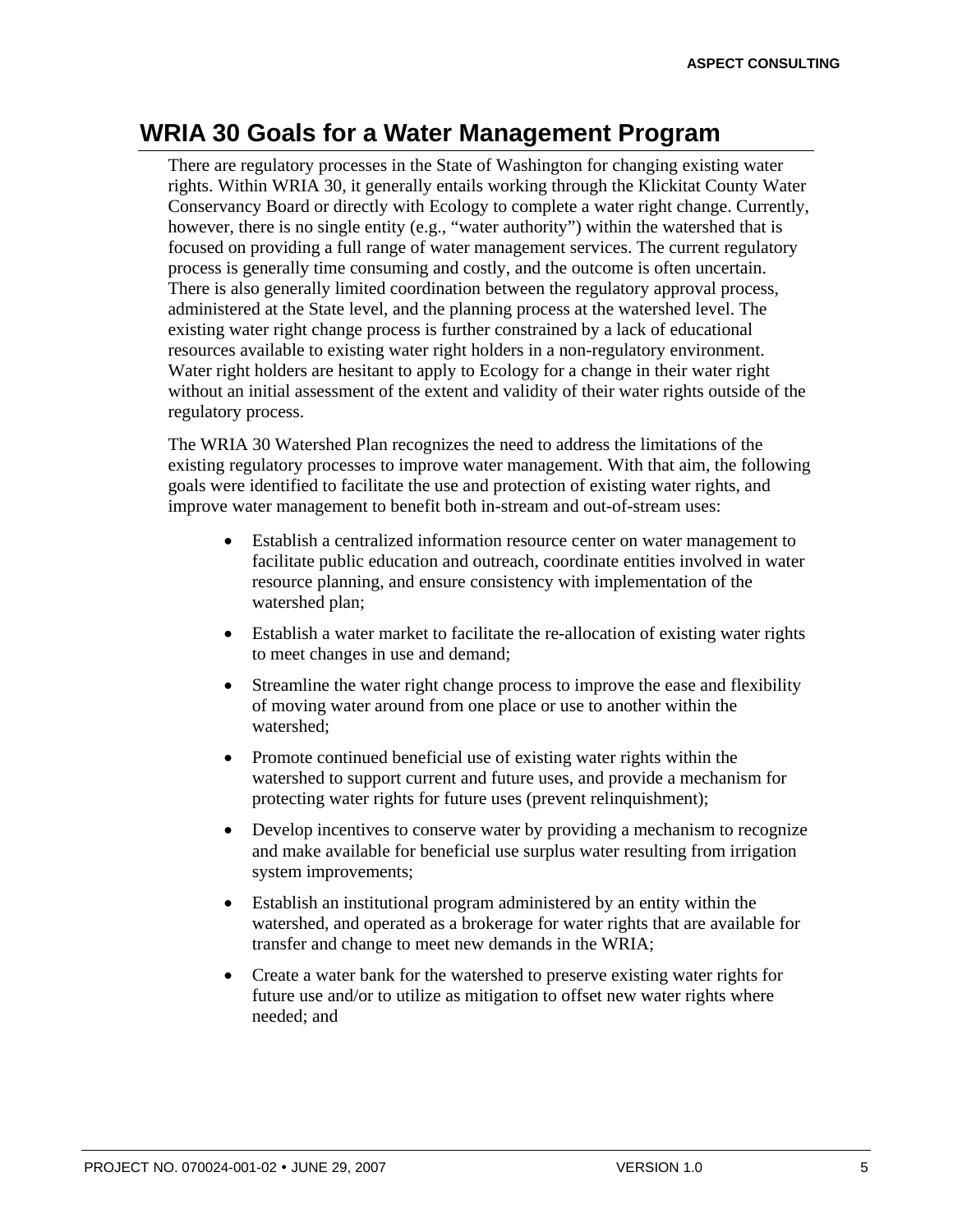# WRIA 30 Goals for a Water Management Program

There are regulatory processes in the State of Washington for changing existing water rights. Within WRIA 30, it generally entails working through the Klickitat County Water Conservancy Board or directly with Ecology to complete a water right change. Currently, however, there is no single entity (e.g., "water authority") within the watershed that is focused on providing a full range of water management services. The current regulatory process is generally time consuming and costly, and the outcome is often uncertain. There is also generally limited coordination between the regulatory approval process, administered at the State level, and the planning process at the watershed level. The existing water right change process is further constrained by a lack of educational resources available to existing water right holders in a non-regulatory environment. Water right holders are hesitant to apply to Ecology for a change in their water right without an initial assessment of the extent and validity of their water rights outside of the regulatory process.

The WRIA 30 Watershed Plan recognizes the need to address the limitations of the existing regulatory processes to improve water management. With that aim, the following goals were identified to facilitate the use and protection of existing water rights, and improve water management to benefit both in-stream and out-of-stream uses:

- Establish a centralized information resource center on water management to facilitate public education and outreach, coordinate entities involved in water resource planning, and ensure consistency with implementation of the watershed plan;
- Establish a water market to facilitate the re-allocation of existing water rights to meet changes in use and demand;
- Streamline the water right change process to improve the ease and flexibility of moving water around from one place or use to another within the watershed;
- Promote continued beneficial use of existing water rights within the watershed to support current and future uses, and provide a mechanism for protecting water rights for future uses (prevent relinquishment);
- Develop incentives to conserve water by providing a mechanism to recognize and make available for beneficial use surplus water resulting from irrigation system improvements;
- Establish an institutional program administered by an entity within the watershed, and operated as a brokerage for water rights that are available for transfer and change to meet new demands in the WRIA;
- Create a water bank for the watershed to preserve existing water rights for future use and/or to utilize as mitigation to offset new water rights where needed; and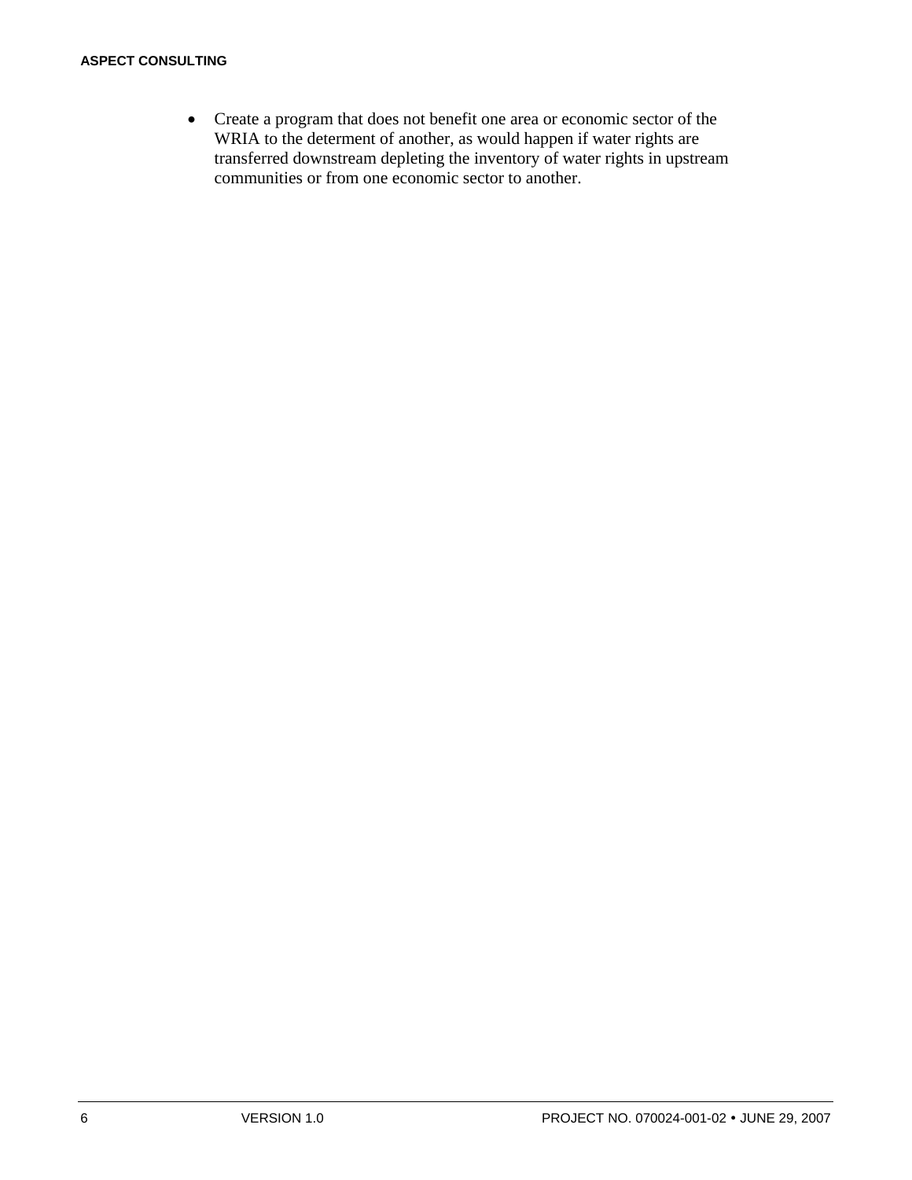- Create a program that does not benefit one area or economic sector of the WRIA to the determent of another, as would happen if water rights are transferred downstream depleting the inventory of water rights in upstream communities or from one economic sector to another.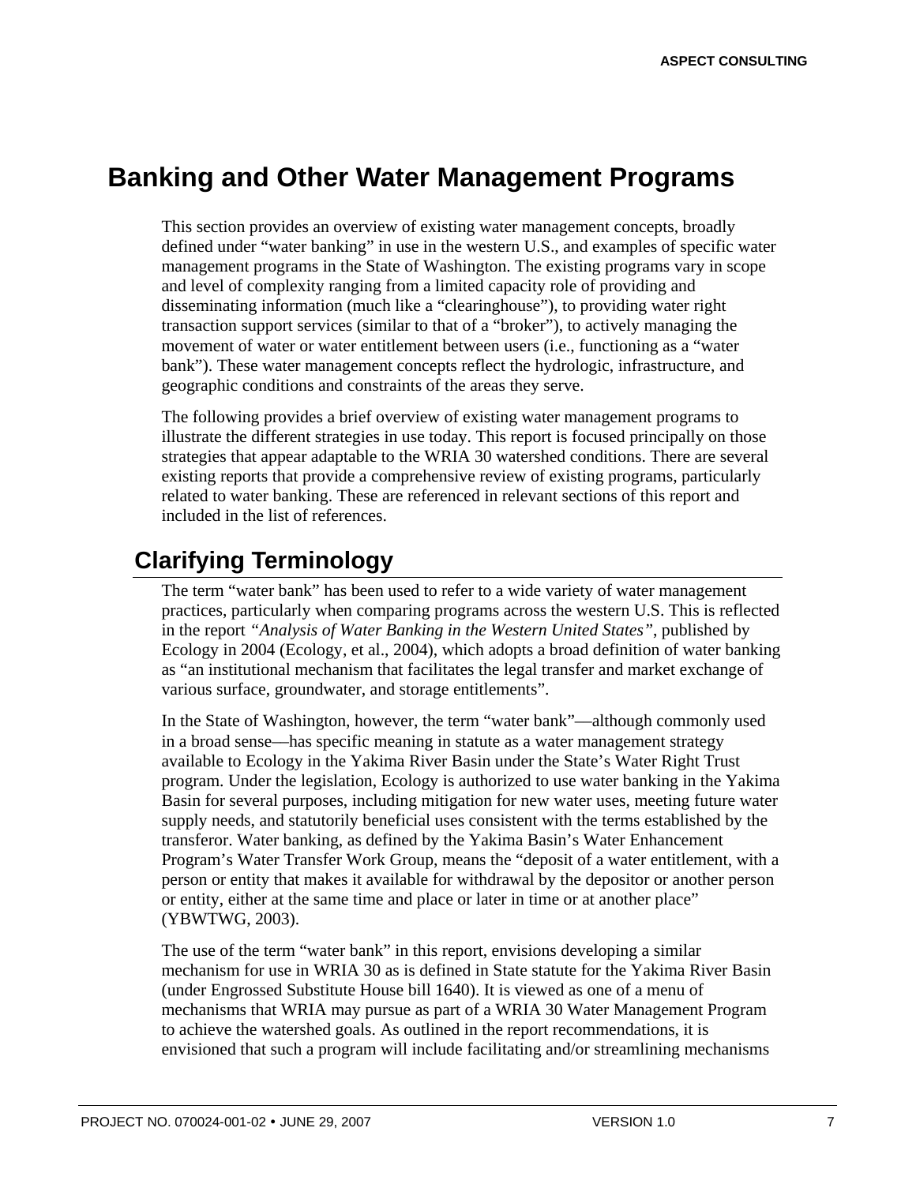# Banking and Other Water Management Programs

This section provides an overview of existing water management concepts, broadly defined under "water banking" in use in the western U.S., and examples of specific water management programs in the State of Washington. The existing programs vary in scope and level of complexity ranging from a limited capacity role of providing and disseminating information (much like a "clearinghouse"), to providing water right transaction support services (similar to that of a "broker"), to actively managing the movement of water or water entitlement between users (i.e., functioning as a "water bank"). These water management concepts reflect the hydrologic, infrastructure, and geographic conditions and constraints of the areas they serve.

The following provides a brief overview of existing water management programs to illustrate the different strategies in use today. This report is focused principally on those strategies that appear adaptable to the WRIA 30 watershed conditions. There are several existing reports that provide a comprehensive review of existing programs, particularly related to water banking. These are referenced in relevant sections of this report and included in the list of references.

## Clarifying Terminology

The term "water bank" has been used to refer to a wide variety of water management practices, particularly when comparing programs across the western U.S. This is reflected in the report *"Analysis of Water Banking in the Western United States"*, published by Ecology in 2004 (Ecology, et al., 2004), which adopts a broad definition of water banking as "an institutional mechanism that facilitates the legal transfer and market exchange of various surface, groundwater, and storage entitlements".

In the State of Washington, however, the term "water bank"—although commonly used in a broad sense—has specific meaning in statute as a water management strategy available to Ecology in the Yakima River Basin under the State's Water Right Trust program. Under the legislation, Ecology is authorized to use water banking in the Yakima Basin for several purposes, including mitigation for new water uses, meeting future water supply needs, and statutorily beneficial uses consistent with the terms established by the transferor. Water banking, as defined by the Yakima Basin's Water Enhancement Program's Water Transfer Work Group, means the "deposit of a water entitlement, with a person or entity that makes it available for withdrawal by the depositor or another person or entity, either at the same time and place or later in time or at another place" (YBWTWG, 2003).

The use of the term "water bank" in this report, envisions developing a similar mechanism for use in WRIA 30 as is defined in State statute for the Yakima River Basin (under Engrossed Substitute House bill 1640). It is viewed as one of a menu of mechanisms that WRIA may pursue as part of a WRIA 30 Water Management Program to achieve the watershed goals. As outlined in the report recommendations, it is envisioned that such a program will include facilitating and/or streamlining mechanisms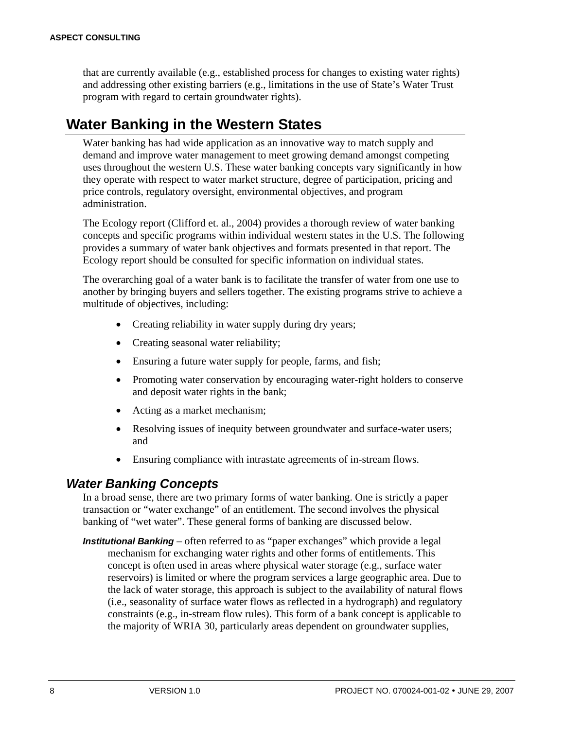that are currently available (e.g., established process for changes to existing water rights) and addressing other existing barriers (e.g., limitations in the use of State's Water Trust program with regard to certain groundwater rights).

## Water Banking in the Western States

Water banking has had wide application as an innovative way to match supply and demand and improve water management to meet growing demand amongst competing uses throughout the western U.S. These water banking concepts vary significantly in how they operate with respect to water market structure, degree of participation, pricing and price controls, regulatory oversight, environmental objectives, and program administration.

The Ecology report (Clifford et. al., 2004) provides a thorough review of water banking concepts and specific programs within individual western states in the U.S. The following provides a summary of water bank objectives and formats presented in that report. The Ecology report should be consulted for specific information on individual states.

The overarching goal of a water bank is to facilitate the transfer of water from one use to another by bringing buyers and sellers together. The existing programs strive to achieve a multitude of objectives, including:

- Creating reliability in water supply during dry years;
- Creating seasonal water reliability;
- Ensuring a future water supply for people, farms, and fish;
- Promoting water conservation by encouraging water-right holders to conserve and deposit water rights in the bank;
- Acting as a market mechanism;
- Resolving issues of inequity between groundwater and surface-water users; and
- Ensuring compliance with intrastate agreements of in-stream flows.

### *Water Banking Concepts*

In a broad sense, there are two primary forms of water banking. One is strictly a paper transaction or "water exchange" of an entitlement. The second involves the physical banking of "wet water". These general forms of banking are discussed below.

***Institutional Banking*** – often referred to as "paper exchanges" which provide a legal mechanism for exchanging water rights and other forms of entitlements. This concept is often used in areas where physical water storage (e.g., surface water reservoirs) is limited or where the program services a large geographic area. Due to the lack of water storage, this approach is subject to the availability of natural flows (i.e., seasonality of surface water flows as reflected in a hydrograph) and regulatory constraints (e.g., in-stream flow rules). This form of a bank concept is applicable to the majority of WRIA 30, particularly areas dependent on groundwater supplies,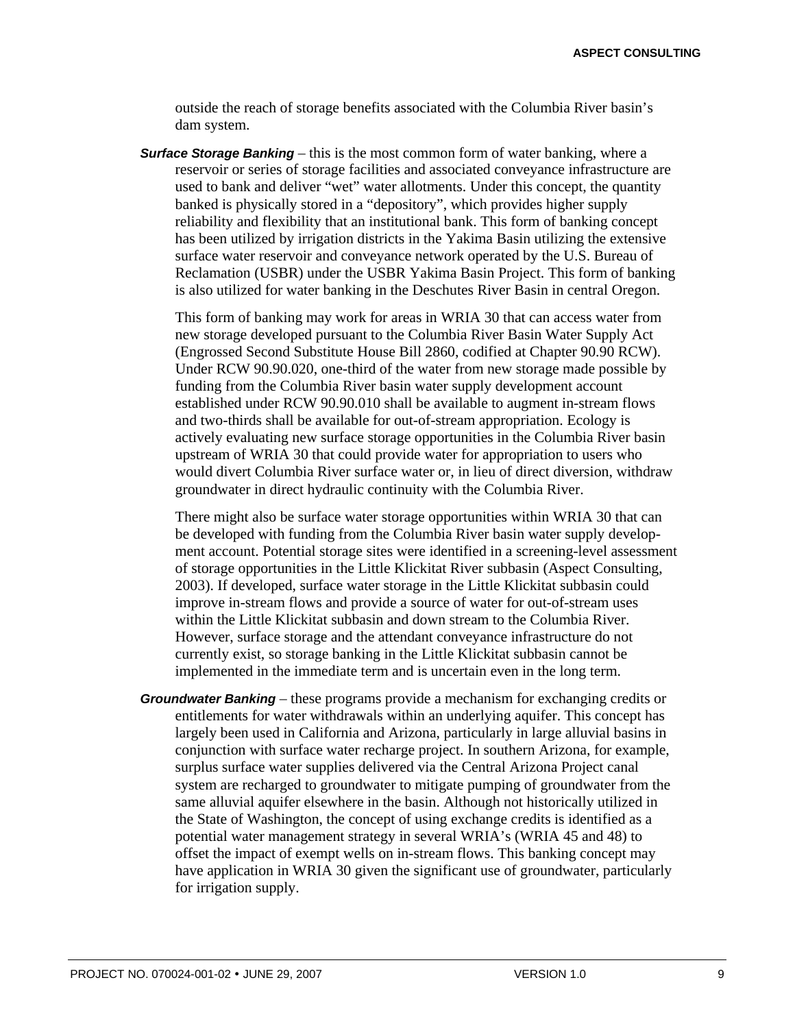outside the reach of storage benefits associated with the Columbia River basin's dam system.

***Surface Storage Banking*** – this is the most common form of water banking, where a reservoir or series of storage facilities and associated conveyance infrastructure are used to bank and deliver "wet" water allotments. Under this concept, the quantity banked is physically stored in a "depository", which provides higher supply reliability and flexibility that an institutional bank. This form of banking concept has been utilized by irrigation districts in the Yakima Basin utilizing the extensive surface water reservoir and conveyance network operated by the U.S. Bureau of Reclamation (USBR) under the USBR Yakima Basin Project. This form of banking is also utilized for water banking in the Deschutes River Basin in central Oregon.

This form of banking may work for areas in WRIA 30 that can access water from new storage developed pursuant to the Columbia River Basin Water Supply Act (Engrossed Second Substitute House Bill 2860, codified at Chapter 90.90 RCW). Under RCW 90.90.020, one-third of the water from new storage made possible by funding from the Columbia River basin water supply development account established under RCW 90.90.010 shall be available to augment in-stream flows and two-thirds shall be available for out-of-stream appropriation. Ecology is actively evaluating new surface storage opportunities in the Columbia River basin upstream of WRIA 30 that could provide water for appropriation to users who would divert Columbia River surface water or, in lieu of direct diversion, withdraw groundwater in direct hydraulic continuity with the Columbia River.

There might also be surface water storage opportunities within WRIA 30 that can be developed with funding from the Columbia River basin water supply development account. Potential storage sites were identified in a screening-level assessment of storage opportunities in the Little Klickitat River subbasin (Aspect Consulting, 2003). If developed, surface water storage in the Little Klickitat subbasin could improve in-stream flows and provide a source of water for out-of-stream uses within the Little Klickitat subbasin and down stream to the Columbia River. However, surface storage and the attendant conveyance infrastructure do not currently exist, so storage banking in the Little Klickitat subbasin cannot be implemented in the immediate term and is uncertain even in the long term.

***Groundwater Banking*** – these programs provide a mechanism for exchanging credits or entitlements for water withdrawals within an underlying aquifer. This concept has largely been used in California and Arizona, particularly in large alluvial basins in conjunction with surface water recharge project. In southern Arizona, for example, surplus surface water supplies delivered via the Central Arizona Project canal system are recharged to groundwater to mitigate pumping of groundwater from the same alluvial aquifer elsewhere in the basin. Although not historically utilized in the State of Washington, the concept of using exchange credits is identified as a potential water management strategy in several WRIA's (WRIA 45 and 48) to offset the impact of exempt wells on in-stream flows. This banking concept may have application in WRIA 30 given the significant use of groundwater, particularly for irrigation supply.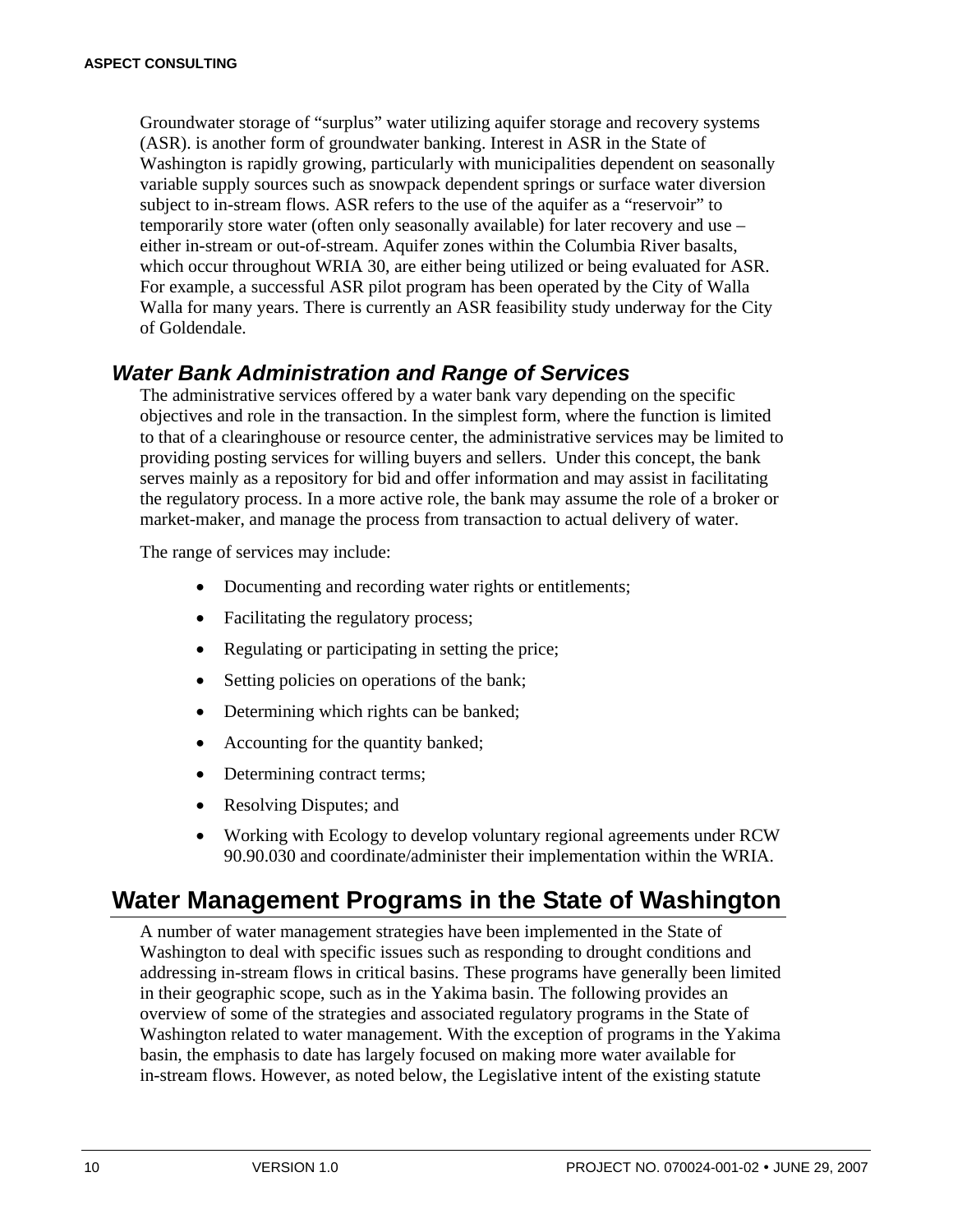Groundwater storage of "surplus" water utilizing aquifer storage and recovery systems (ASR). is another form of groundwater banking. Interest in ASR in the State of Washington is rapidly growing, particularly with municipalities dependent on seasonally variable supply sources such as snowpack dependent springs or surface water diversion subject to in-stream flows. ASR refers to the use of the aquifer as a "reservoir" to temporarily store water (often only seasonally available) for later recovery and use – either in-stream or out-of-stream. Aquifer zones within the Columbia River basalts, which occur throughout WRIA 30, are either being utilized or being evaluated for ASR. For example, a successful ASR pilot program has been operated by the City of Walla Walla for many years. There is currently an ASR feasibility study underway for the City of Goldendale.

### *Water Bank Administration and Range of Services*

The administrative services offered by a water bank vary depending on the specific objectives and role in the transaction. In the simplest form, where the function is limited to that of a clearinghouse or resource center, the administrative services may be limited to providing posting services for willing buyers and sellers. Under this concept, the bank serves mainly as a repository for bid and offer information and may assist in facilitating the regulatory process. In a more active role, the bank may assume the role of a broker or market-maker, and manage the process from transaction to actual delivery of water.

The range of services may include:

- Documenting and recording water rights or entitlements;
- Facilitating the regulatory process;
- Regulating or participating in setting the price;
- Setting policies on operations of the bank;
- Determining which rights can be banked;
- Accounting for the quantity banked;
- Determining contract terms;
- Resolving Disputes; and
- Working with Ecology to develop voluntary regional agreements under RCW 90.90.030 and coordinate/administer their implementation within the WRIA.

## Water Management Programs in the State of Washington

A number of water management strategies have been implemented in the State of Washington to deal with specific issues such as responding to drought conditions and addressing in-stream flows in critical basins. These programs have generally been limited in their geographic scope, such as in the Yakima basin. The following provides an overview of some of the strategies and associated regulatory programs in the State of Washington related to water management. With the exception of programs in the Yakima basin, the emphasis to date has largely focused on making more water available for in-stream flows. However, as noted below, the Legislative intent of the existing statute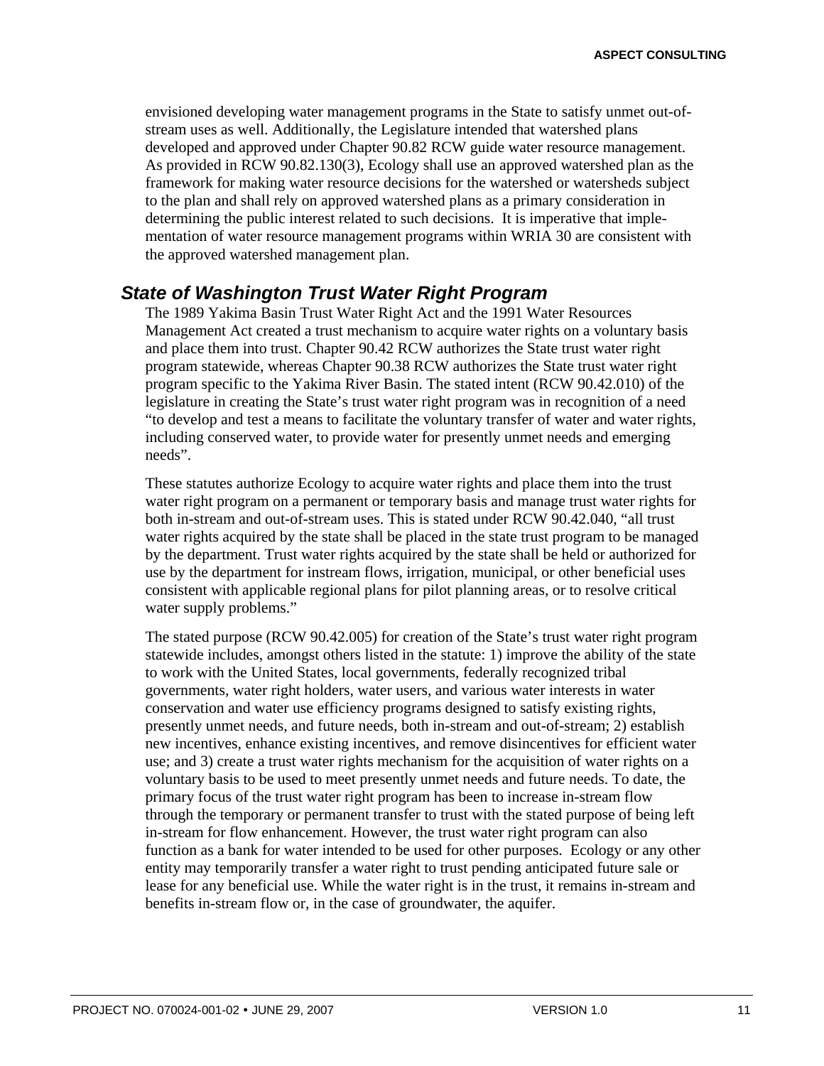envisioned developing water management programs in the State to satisfy unmet out-of-stream uses as well. Additionally, the Legislature intended that watershed plans developed and approved under Chapter 90.82 RCW guide water resource management. As provided in RCW 90.82.130(3), Ecology shall use an approved watershed plan as the framework for making water resource decisions for the watershed or watersheds subject to the plan and shall rely on approved watershed plans as a primary consideration in determining the public interest related to such decisions. It is imperative that implementation of water resource management programs within WRIA 30 are consistent with the approved watershed management plan.

## *State of Washington Trust Water Right Program*

The 1989 Yakima Basin Trust Water Right Act and the 1991 Water Resources Management Act created a trust mechanism to acquire water rights on a voluntary basis and place them into trust. Chapter 90.42 RCW authorizes the State trust water right program statewide, whereas Chapter 90.38 RCW authorizes the State trust water right program specific to the Yakima River Basin. The stated intent (RCW 90.42.010) of the legislature in creating the State's trust water right program was in recognition of a need "to develop and test a means to facilitate the voluntary transfer of water and water rights, including conserved water, to provide water for presently unmet needs and emerging needs".

These statutes authorize Ecology to acquire water rights and place them into the trust water right program on a permanent or temporary basis and manage trust water rights for both in-stream and out-of-stream uses. This is stated under RCW 90.42.040, "all trust water rights acquired by the state shall be placed in the state trust program to be managed by the department. Trust water rights acquired by the state shall be held or authorized for use by the department for instream flows, irrigation, municipal, or other beneficial uses consistent with applicable regional plans for pilot planning areas, or to resolve critical water supply problems."

The stated purpose (RCW 90.42.005) for creation of the State's trust water right program statewide includes, amongst others listed in the statute: 1) improve the ability of the state to work with the United States, local governments, federally recognized tribal governments, water right holders, water users, and various water interests in water conservation and water use efficiency programs designed to satisfy existing rights, presently unmet needs, and future needs, both in-stream and out-of-stream; 2) establish new incentives, enhance existing incentives, and remove disincentives for efficient water use; and 3) create a trust water rights mechanism for the acquisition of water rights on a voluntary basis to be used to meet presently unmet needs and future needs. To date, the primary focus of the trust water right program has been to increase in-stream flow through the temporary or permanent transfer to trust with the stated purpose of being left in-stream for flow enhancement. However, the trust water right program can also function as a bank for water intended to be used for other purposes. Ecology or any other entity may temporarily transfer a water right to trust pending anticipated future sale or lease for any beneficial use. While the water right is in the trust, it remains in-stream and benefits in-stream flow or, in the case of groundwater, the aquifer.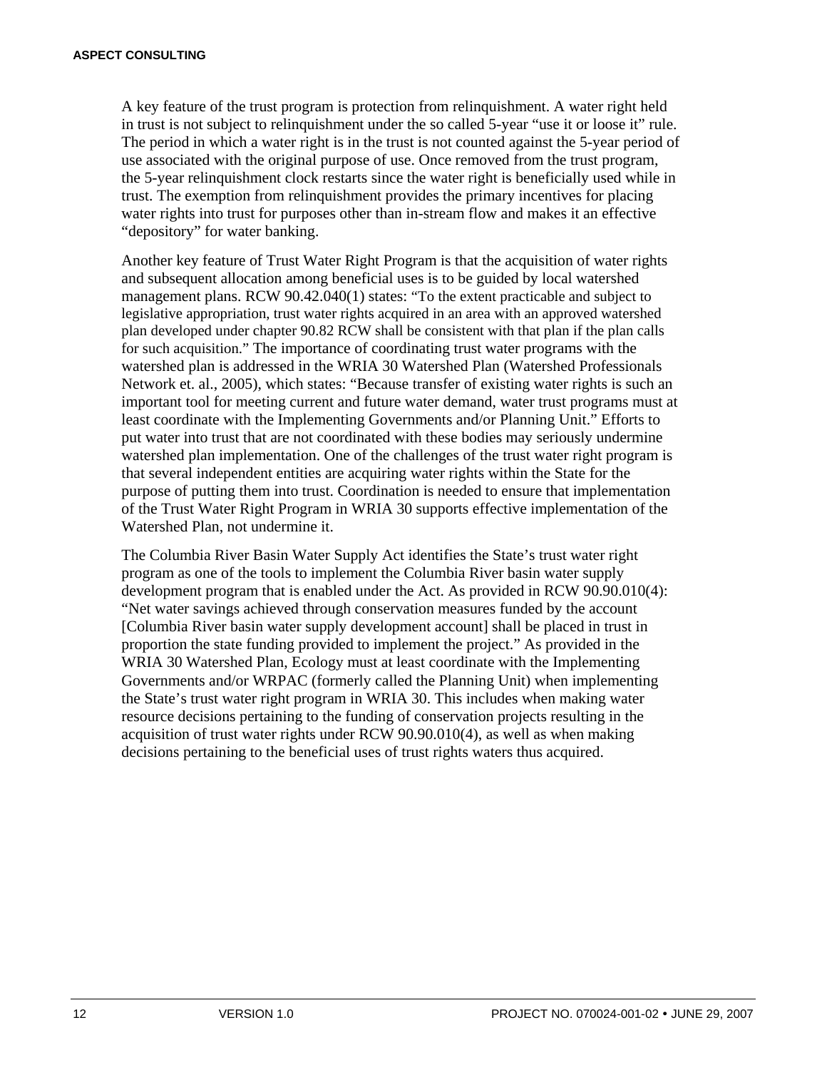A key feature of the trust program is protection from relinquishment. A water right held in trust is not subject to relinquishment under the so called 5-year "use it or loose it" rule. The period in which a water right is in the trust is not counted against the 5-year period of use associated with the original purpose of use. Once removed from the trust program, the 5-year relinquishment clock restarts since the water right is beneficially used while in trust. The exemption from relinquishment provides the primary incentives for placing water rights into trust for purposes other than in-stream flow and makes it an effective "depository" for water banking.

Another key feature of Trust Water Right Program is that the acquisition of water rights and subsequent allocation among beneficial uses is to be guided by local watershed management plans. RCW 90.42.040(1) states: "To the extent practicable and subject to legislative appropriation, trust water rights acquired in an area with an approved watershed plan developed under chapter 90.82 RCW shall be consistent with that plan if the plan calls for such acquisition." The importance of coordinating trust water programs with the watershed plan is addressed in the WRIA 30 Watershed Plan (Watershed Professionals Network et. al., 2005), which states: "Because transfer of existing water rights is such an important tool for meeting current and future water demand, water trust programs must at least coordinate with the Implementing Governments and/or Planning Unit." Efforts to put water into trust that are not coordinated with these bodies may seriously undermine watershed plan implementation. One of the challenges of the trust water right program is that several independent entities are acquiring water rights within the State for the purpose of putting them into trust. Coordination is needed to ensure that implementation of the Trust Water Right Program in WRIA 30 supports effective implementation of the Watershed Plan, not undermine it.

The Columbia River Basin Water Supply Act identifies the State's trust water right program as one of the tools to implement the Columbia River basin water supply development program that is enabled under the Act. As provided in RCW 90.90.010(4): "Net water savings achieved through conservation measures funded by the account [Columbia River basin water supply development account] shall be placed in trust in proportion the state funding provided to implement the project." As provided in the WRIA 30 Watershed Plan, Ecology must at least coordinate with the Implementing Governments and/or WRPAC (formerly called the Planning Unit) when implementing the State's trust water right program in WRIA 30. This includes when making water resource decisions pertaining to the funding of conservation projects resulting in the acquisition of trust water rights under RCW 90.90.010(4), as well as when making decisions pertaining to the beneficial uses of trust rights waters thus acquired.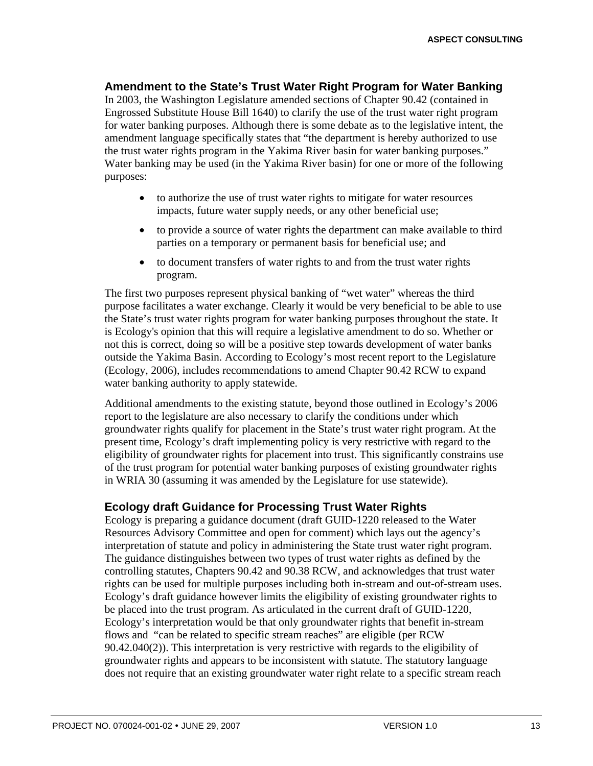### Amendment to the State's Trust Water Right Program for Water Banking

In 2003, the Washington Legislature amended sections of Chapter 90.42 (contained in Engrossed Substitute House Bill 1640) to clarify the use of the trust water right program for water banking purposes. Although there is some debate as to the legislative intent, the amendment language specifically states that "the department is hereby authorized to use the trust water rights program in the Yakima River basin for water banking purposes." Water banking may be used (in the Yakima River basin) for one or more of the following purposes:

- to authorize the use of trust water rights to mitigate for water resources impacts, future water supply needs, or any other beneficial use;
- to provide a source of water rights the department can make available to third parties on a temporary or permanent basis for beneficial use; and
- to document transfers of water rights to and from the trust water rights program.

The first two purposes represent physical banking of "wet water" whereas the third purpose facilitates a water exchange. Clearly it would be very beneficial to be able to use the State's trust water rights program for water banking purposes throughout the state. It is Ecology's opinion that this will require a legislative amendment to do so. Whether or not this is correct, doing so will be a positive step towards development of water banks outside the Yakima Basin. According to Ecology's most recent report to the Legislature (Ecology, 2006), includes recommendations to amend Chapter 90.42 RCW to expand water banking authority to apply statewide.

Additional amendments to the existing statute, beyond those outlined in Ecology's 2006 report to the legislature are also necessary to clarify the conditions under which groundwater rights qualify for placement in the State's trust water right program. At the present time, Ecology's draft implementing policy is very restrictive with regard to the eligibility of groundwater rights for placement into trust. This significantly constrains use of the trust program for potential water banking purposes of existing groundwater rights in WRIA 30 (assuming it was amended by the Legislature for use statewide).

### Ecology draft Guidance for Processing Trust Water Rights

Ecology is preparing a guidance document (draft GUID-1220 released to the Water Resources Advisory Committee and open for comment) which lays out the agency's interpretation of statute and policy in administering the State trust water right program. The guidance distinguishes between two types of trust water rights as defined by the controlling statutes, Chapters 90.42 and 90.38 RCW, and acknowledges that trust water rights can be used for multiple purposes including both in-stream and out-of-stream uses. Ecology's draft guidance however limits the eligibility of existing groundwater rights to be placed into the trust program. As articulated in the current draft of GUID-1220, Ecology's interpretation would be that only groundwater rights that benefit in-stream flows and "can be related to specific stream reaches" are eligible (per RCW 90.42.040(2)). This interpretation is very restrictive with regards to the eligibility of groundwater rights and appears to be inconsistent with statute. The statutory language does not require that an existing groundwater water right relate to a specific stream reach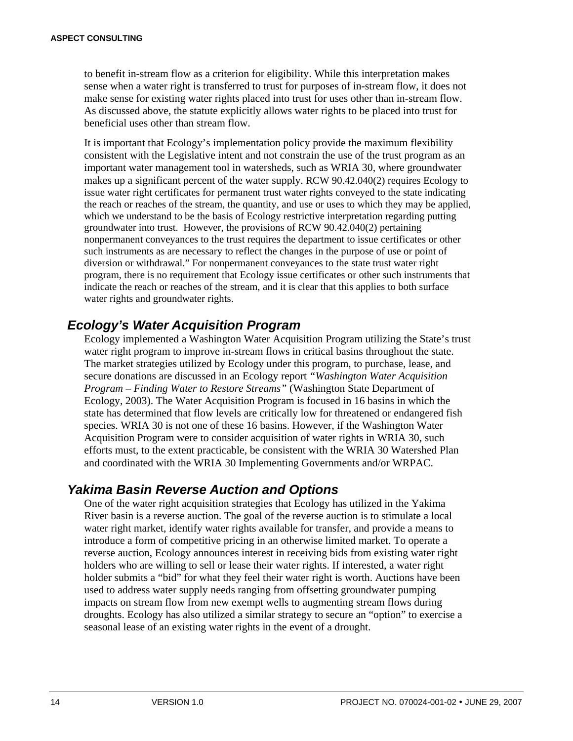to benefit in-stream flow as a criterion for eligibility. While this interpretation makes sense when a water right is transferred to trust for purposes of in-stream flow, it does not make sense for existing water rights placed into trust for uses other than in-stream flow. As discussed above, the statute explicitly allows water rights to be placed into trust for beneficial uses other than stream flow.

It is important that Ecology's implementation policy provide the maximum flexibility consistent with the Legislative intent and not constrain the use of the trust program as an important water management tool in watersheds, such as WRIA 30, where groundwater makes up a significant percent of the water supply. RCW 90.42.040(2) requires Ecology to issue water right certificates for permanent trust water rights conveyed to the state indicating the reach or reaches of the stream, the quantity, and use or uses to which they may be applied, which we understand to be the basis of Ecology restrictive interpretation regarding putting groundwater into trust. However, the provisions of RCW 90.42.040(2) pertaining nonpermanent conveyances to the trust requires the department to issue certificates or other such instruments as are necessary to reflect the changes in the purpose of use or point of diversion or withdrawal." For nonpermanent conveyances to the state trust water right program, there is no requirement that Ecology issue certificates or other such instruments that indicate the reach or reaches of the stream, and it is clear that this applies to both surface water rights and groundwater rights.

## *Ecology's Water Acquisition Program*

Ecology implemented a Washington Water Acquisition Program utilizing the State's trust water right program to improve in-stream flows in critical basins throughout the state. The market strategies utilized by Ecology under this program, to purchase, lease, and secure donations are discussed in an Ecology report *"Washington Water Acquisition Program – Finding Water to Restore Streams"* (Washington State Department of Ecology, 2003). The Water Acquisition Program is focused in 16 basins in which the state has determined that flow levels are critically low for threatened or endangered fish species. WRIA 30 is not one of these 16 basins. However, if the Washington Water Acquisition Program were to consider acquisition of water rights in WRIA 30, such efforts must, to the extent practicable, be consistent with the WRIA 30 Watershed Plan and coordinated with the WRIA 30 Implementing Governments and/or WRPAC.

## *Yakima Basin Reverse Auction and Options*

One of the water right acquisition strategies that Ecology has utilized in the Yakima River basin is a reverse auction. The goal of the reverse auction is to stimulate a local water right market, identify water rights available for transfer, and provide a means to introduce a form of competitive pricing in an otherwise limited market. To operate a reverse auction, Ecology announces interest in receiving bids from existing water right holders who are willing to sell or lease their water rights. If interested, a water right holder submits a "bid" for what they feel their water right is worth. Auctions have been used to address water supply needs ranging from offsetting groundwater pumping impacts on stream flow from new exempt wells to augmenting stream flows during droughts. Ecology has also utilized a similar strategy to secure an "option" to exercise a seasonal lease of an existing water rights in the event of a drought.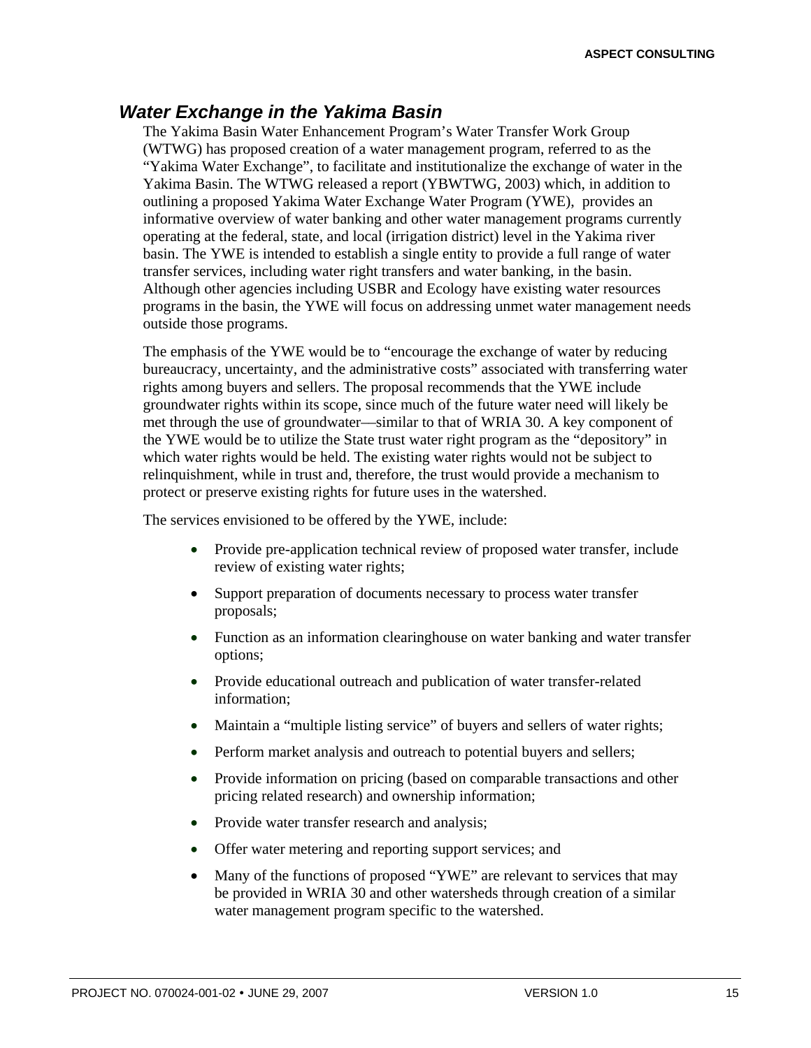## *Water Exchange in the Yakima Basin*

The Yakima Basin Water Enhancement Program's Water Transfer Work Group (WTWG) has proposed creation of a water management program, referred to as the "Yakima Water Exchange", to facilitate and institutionalize the exchange of water in the Yakima Basin. The WTWG released a report (YBWTWG, 2003) which, in addition to outlining a proposed Yakima Water Exchange Water Program (YWE), provides an informative overview of water banking and other water management programs currently operating at the federal, state, and local (irrigation district) level in the Yakima river basin. The YWE is intended to establish a single entity to provide a full range of water transfer services, including water right transfers and water banking, in the basin. Although other agencies including USBR and Ecology have existing water resources programs in the basin, the YWE will focus on addressing unmet water management needs outside those programs.

The emphasis of the YWE would be to "encourage the exchange of water by reducing bureaucracy, uncertainty, and the administrative costs" associated with transferring water rights among buyers and sellers. The proposal recommends that the YWE include groundwater rights within its scope, since much of the future water need will likely be met through the use of groundwater—similar to that of WRIA 30. A key component of the YWE would be to utilize the State trust water right program as the "depository" in which water rights would be held. The existing water rights would not be subject to relinquishment, while in trust and, therefore, the trust would provide a mechanism to protect or preserve existing rights for future uses in the watershed.

The services envisioned to be offered by the YWE, include:

- Provide pre-application technical review of proposed water transfer, include review of existing water rights;
- Support preparation of documents necessary to process water transfer proposals;
- Function as an information clearinghouse on water banking and water transfer options;
- Provide educational outreach and publication of water transfer-related information;
- Maintain a "multiple listing service" of buyers and sellers of water rights;
- Perform market analysis and outreach to potential buyers and sellers;
- Provide information on pricing (based on comparable transactions and other pricing related research) and ownership information;
- Provide water transfer research and analysis;
- Offer water metering and reporting support services; and
- Many of the functions of proposed "YWE" are relevant to services that may be provided in WRIA 30 and other watersheds through creation of a similar water management program specific to the watershed.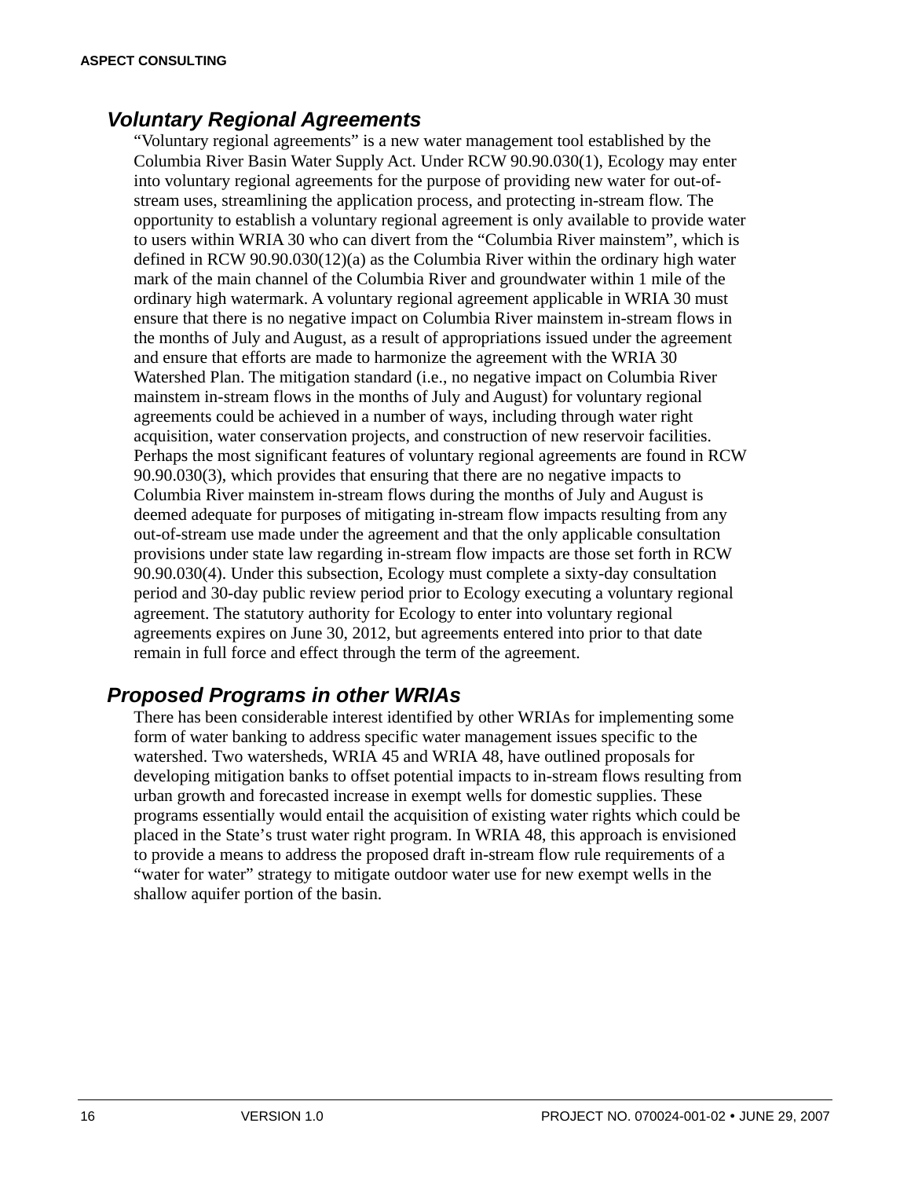### *Voluntary Regional Agreements*

"Voluntary regional agreements" is a new water management tool established by the Columbia River Basin Water Supply Act. Under RCW 90.90.030(1), Ecology may enter into voluntary regional agreements for the purpose of providing new water for out-of-stream uses, streamlining the application process, and protecting in-stream flow. The opportunity to establish a voluntary regional agreement is only available to provide water to users within WRIA 30 who can divert from the "Columbia River mainstem", which is defined in RCW 90.90.030(12)(a) as the Columbia River within the ordinary high water mark of the main channel of the Columbia River and groundwater within 1 mile of the ordinary high watermark. A voluntary regional agreement applicable in WRIA 30 must ensure that there is no negative impact on Columbia River mainstem in-stream flows in the months of July and August, as a result of appropriations issued under the agreement and ensure that efforts are made to harmonize the agreement with the WRIA 30 Watershed Plan. The mitigation standard (i.e., no negative impact on Columbia River mainstem in-stream flows in the months of July and August) for voluntary regional agreements could be achieved in a number of ways, including through water right acquisition, water conservation projects, and construction of new reservoir facilities. Perhaps the most significant features of voluntary regional agreements are found in RCW 90.90.030(3), which provides that ensuring that there are no negative impacts to Columbia River mainstem in-stream flows during the months of July and August is deemed adequate for purposes of mitigating in-stream flow impacts resulting from any out-of-stream use made under the agreement and that the only applicable consultation provisions under state law regarding in-stream flow impacts are those set forth in RCW 90.90.030(4). Under this subsection, Ecology must complete a sixty-day consultation period and 30-day public review period prior to Ecology executing a voluntary regional agreement. The statutory authority for Ecology to enter into voluntary regional agreements expires on June 30, 2012, but agreements entered into prior to that date remain in full force and effect through the term of the agreement.

### *Proposed Programs in other WRIAs*

There has been considerable interest identified by other WRIAs for implementing some form of water banking to address specific water management issues specific to the watershed. Two watersheds, WRIA 45 and WRIA 48, have outlined proposals for developing mitigation banks to offset potential impacts to in-stream flows resulting from urban growth and forecasted increase in exempt wells for domestic supplies. These programs essentially would entail the acquisition of existing water rights which could be placed in the State's trust water right program. In WRIA 48, this approach is envisioned to provide a means to address the proposed draft in-stream flow rule requirements of a "water for water" strategy to mitigate outdoor water use for new exempt wells in the shallow aquifer portion of the basin.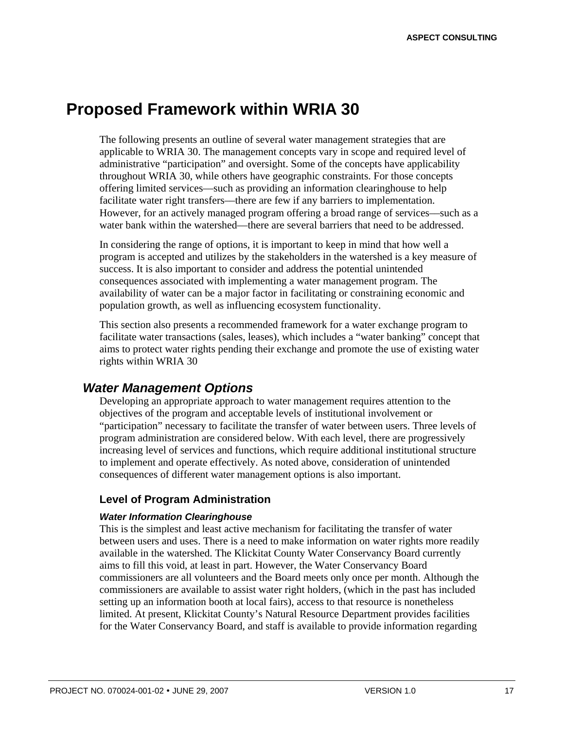# Proposed Framework within WRIA 30

The following presents an outline of several water management strategies that are applicable to WRIA 30. The management concepts vary in scope and required level of administrative "participation" and oversight. Some of the concepts have applicability throughout WRIA 30, while others have geographic constraints. For those concepts offering limited services—such as providing an information clearinghouse to help facilitate water right transfers—there are few if any barriers to implementation. However, for an actively managed program offering a broad range of services—such as a water bank within the watershed—there are several barriers that need to be addressed.

In considering the range of options, it is important to keep in mind that how well a program is accepted and utilizes by the stakeholders in the watershed is a key measure of success. It is also important to consider and address the potential unintended consequences associated with implementing a water management program. The availability of water can be a major factor in facilitating or constraining economic and population growth, as well as influencing ecosystem functionality.

This section also presents a recommended framework for a water exchange program to facilitate water transactions (sales, leases), which includes a "water banking" concept that aims to protect water rights pending their exchange and promote the use of existing water rights within WRIA 30

## *Water Management Options*

Developing an appropriate approach to water management requires attention to the objectives of the program and acceptable levels of institutional involvement or "participation" necessary to facilitate the transfer of water between users. Three levels of program administration are considered below. With each level, there are progressively increasing level of services and functions, which require additional institutional structure to implement and operate effectively. As noted above, consideration of unintended consequences of different water management options is also important.

### Level of Program Administration

#### *Water Information Clearinghouse*

This is the simplest and least active mechanism for facilitating the transfer of water between users and uses. There is a need to make information on water rights more readily available in the watershed. The Klickitat County Water Conservancy Board currently aims to fill this void, at least in part. However, the Water Conservancy Board commissioners are all volunteers and the Board meets only once per month. Although the commissioners are available to assist water right holders, (which in the past has included setting up an information booth at local fairs), access to that resource is nonetheless limited. At present, Klickitat County's Natural Resource Department provides facilities for the Water Conservancy Board, and staff is available to provide information regarding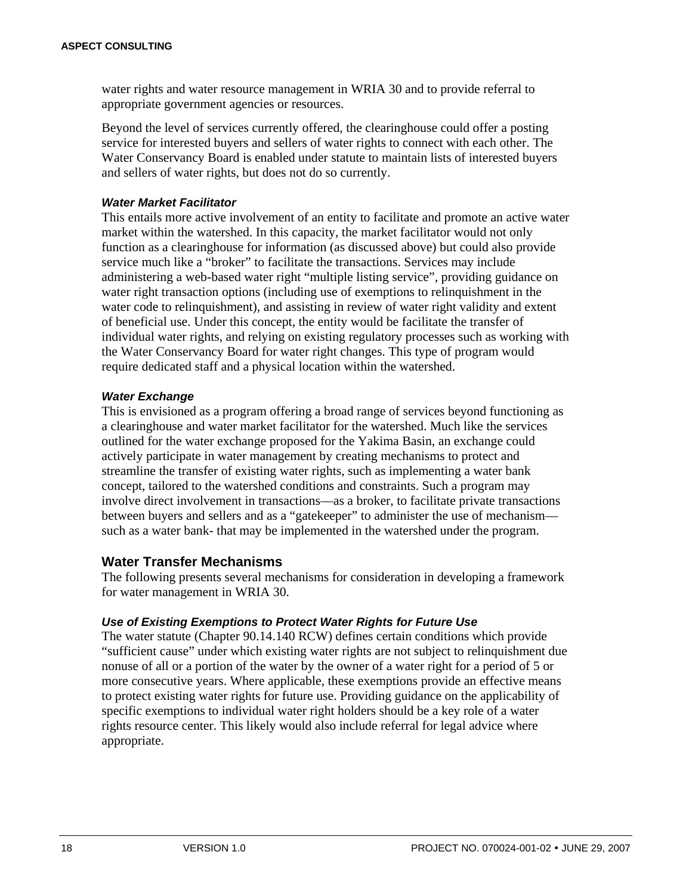water rights and water resource management in WRIA 30 and to provide referral to appropriate government agencies or resources.

Beyond the level of services currently offered, the clearinghouse could offer a posting service for interested buyers and sellers of water rights to connect with each other. The Water Conservancy Board is enabled under statute to maintain lists of interested buyers and sellers of water rights, but does not do so currently.

#### *Water Market Facilitator*

This entails more active involvement of an entity to facilitate and promote an active water market within the watershed. In this capacity, the market facilitator would not only function as a clearinghouse for information (as discussed above) but could also provide service much like a "broker" to facilitate the transactions. Services may include administering a web-based water right "multiple listing service", providing guidance on water right transaction options (including use of exemptions to relinquishment in the water code to relinquishment), and assisting in review of water right validity and extent of beneficial use. Under this concept, the entity would be facilitate the transfer of individual water rights, and relying on existing regulatory processes such as working with the Water Conservancy Board for water right changes. This type of program would require dedicated staff and a physical location within the watershed.

#### *Water Exchange*

This is envisioned as a program offering a broad range of services beyond functioning as a clearinghouse and water market facilitator for the watershed. Much like the services outlined for the water exchange proposed for the Yakima Basin, an exchange could actively participate in water management by creating mechanisms to protect and streamline the transfer of existing water rights, such as implementing a water bank concept, tailored to the watershed conditions and constraints. Such a program may involve direct involvement in transactions—as a broker, to facilitate private transactions between buyers and sellers and as a "gatekeeper" to administer the use of mechanism—such as a water bank- that may be implemented in the watershed under the program.

### Water Transfer Mechanisms

The following presents several mechanisms for consideration in developing a framework for water management in WRIA 30.

#### *Use of Existing Exemptions to Protect Water Rights for Future Use*

The water statute (Chapter 90.14.140 RCW) defines certain conditions which provide "sufficient cause" under which existing water rights are not subject to relinquishment due nonuse of all or a portion of the water by the owner of a water right for a period of 5 or more consecutive years. Where applicable, these exemptions provide an effective means to protect existing water rights for future use. Providing guidance on the applicability of specific exemptions to individual water right holders should be a key role of a water rights resource center. This likely would also include referral for legal advice where appropriate.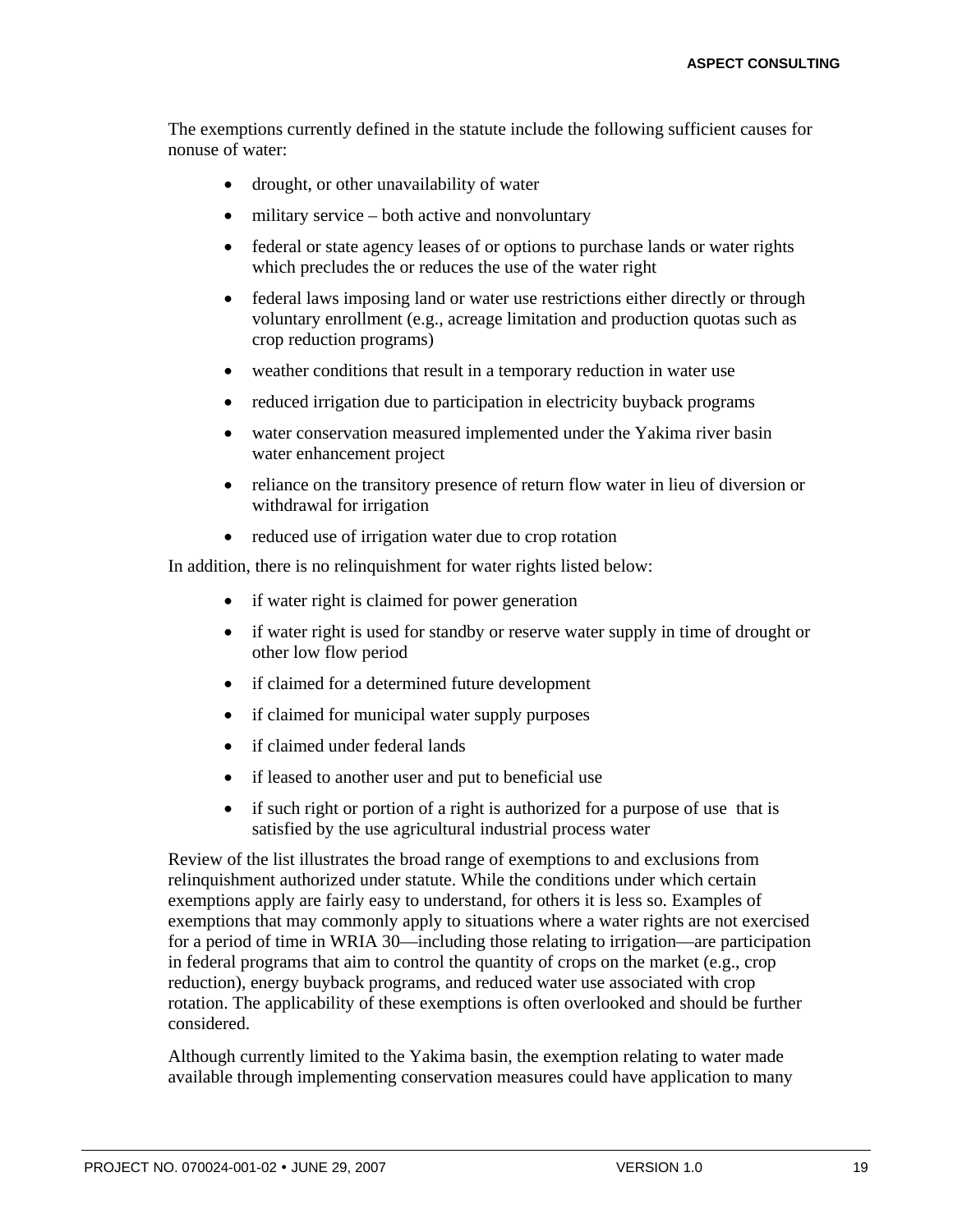The exemptions currently defined in the statute include the following sufficient causes for nonuse of water:

- drought, or other unavailability of water
- military service – both active and nonvoluntary
- federal or state agency leases of or options to purchase lands or water rights which precludes the or reduces the use of the water right
- federal laws imposing land or water use restrictions either directly or through voluntary enrollment (e.g., acreage limitation and production quotas such as crop reduction programs)
- weather conditions that result in a temporary reduction in water use
- reduced irrigation due to participation in electricity buyback programs
- water conservation measured implemented under the Yakima river basin water enhancement project
- reliance on the transitory presence of return flow water in lieu of diversion or withdrawal for irrigation
- reduced use of irrigation water due to crop rotation

In addition, there is no relinquishment for water rights listed below:

- if water right is claimed for power generation
- if water right is used for standby or reserve water supply in time of drought or other low flow period
- if claimed for a determined future development
- if claimed for municipal water supply purposes
- if claimed under federal lands
- if leased to another user and put to beneficial use
- if such right or portion of a right is authorized for a purpose of use that is satisfied by the use agricultural industrial process water

Review of the list illustrates the broad range of exemptions to and exclusions from relinquishment authorized under statute. While the conditions under which certain exemptions apply are fairly easy to understand, for others it is less so. Examples of exemptions that may commonly apply to situations where a water rights are not exercised for a period of time in WRIA 30—including those relating to irrigation—are participation in federal programs that aim to control the quantity of crops on the market (e.g., crop reduction), energy buyback programs, and reduced water use associated with crop rotation. The applicability of these exemptions is often overlooked and should be further considered.

Although currently limited to the Yakima basin, the exemption relating to water made available through implementing conservation measures could have application to many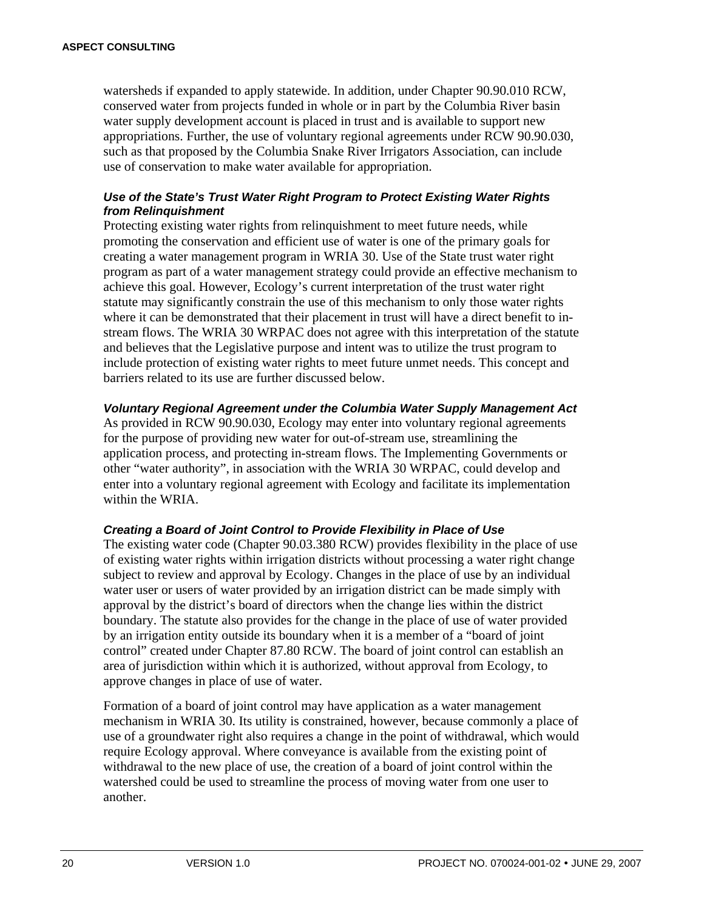watersheds if expanded to apply statewide. In addition, under Chapter 90.90.010 RCW, conserved water from projects funded in whole or in part by the Columbia River basin water supply development account is placed in trust and is available to support new appropriations. Further, the use of voluntary regional agreements under RCW 90.90.030, such as that proposed by the Columbia Snake River Irrigators Association, can include use of conservation to make water available for appropriation.

#### *Use of the State's Trust Water Right Program to Protect Existing Water Rights from Relinquishment*

Protecting existing water rights from relinquishment to meet future needs, while promoting the conservation and efficient use of water is one of the primary goals for creating a water management program in WRIA 30. Use of the State trust water right program as part of a water management strategy could provide an effective mechanism to achieve this goal. However, Ecology's current interpretation of the trust water right statute may significantly constrain the use of this mechanism to only those water rights where it can be demonstrated that their placement in trust will have a direct benefit to in-stream flows. The WRIA 30 WRPAC does not agree with this interpretation of the statute and believes that the Legislative purpose and intent was to utilize the trust program to include protection of existing water rights to meet future unmet needs. This concept and barriers related to its use are further discussed below.

#### *Voluntary Regional Agreement under the Columbia Water Supply Management Act*

As provided in RCW 90.90.030, Ecology may enter into voluntary regional agreements for the purpose of providing new water for out-of-stream use, streamlining the application process, and protecting in-stream flows. The Implementing Governments or other "water authority", in association with the WRIA 30 WRPAC, could develop and enter into a voluntary regional agreement with Ecology and facilitate its implementation within the WRIA.

#### *Creating a Board of Joint Control to Provide Flexibility in Place of Use*

The existing water code (Chapter 90.03.380 RCW) provides flexibility in the place of use of existing water rights within irrigation districts without processing a water right change subject to review and approval by Ecology. Changes in the place of use by an individual water user or users of water provided by an irrigation district can be made simply with approval by the district's board of directors when the change lies within the district boundary. The statute also provides for the change in the place of use of water provided by an irrigation entity outside its boundary when it is a member of a "board of joint control" created under Chapter 87.80 RCW. The board of joint control can establish an area of jurisdiction within which it is authorized, without approval from Ecology, to approve changes in place of use of water.

Formation of a board of joint control may have application as a water management mechanism in WRIA 30. Its utility is constrained, however, because commonly a place of use of a groundwater right also requires a change in the point of withdrawal, which would require Ecology approval. Where conveyance is available from the existing point of withdrawal to the new place of use, the creation of a board of joint control within the watershed could be used to streamline the process of moving water from one user to another.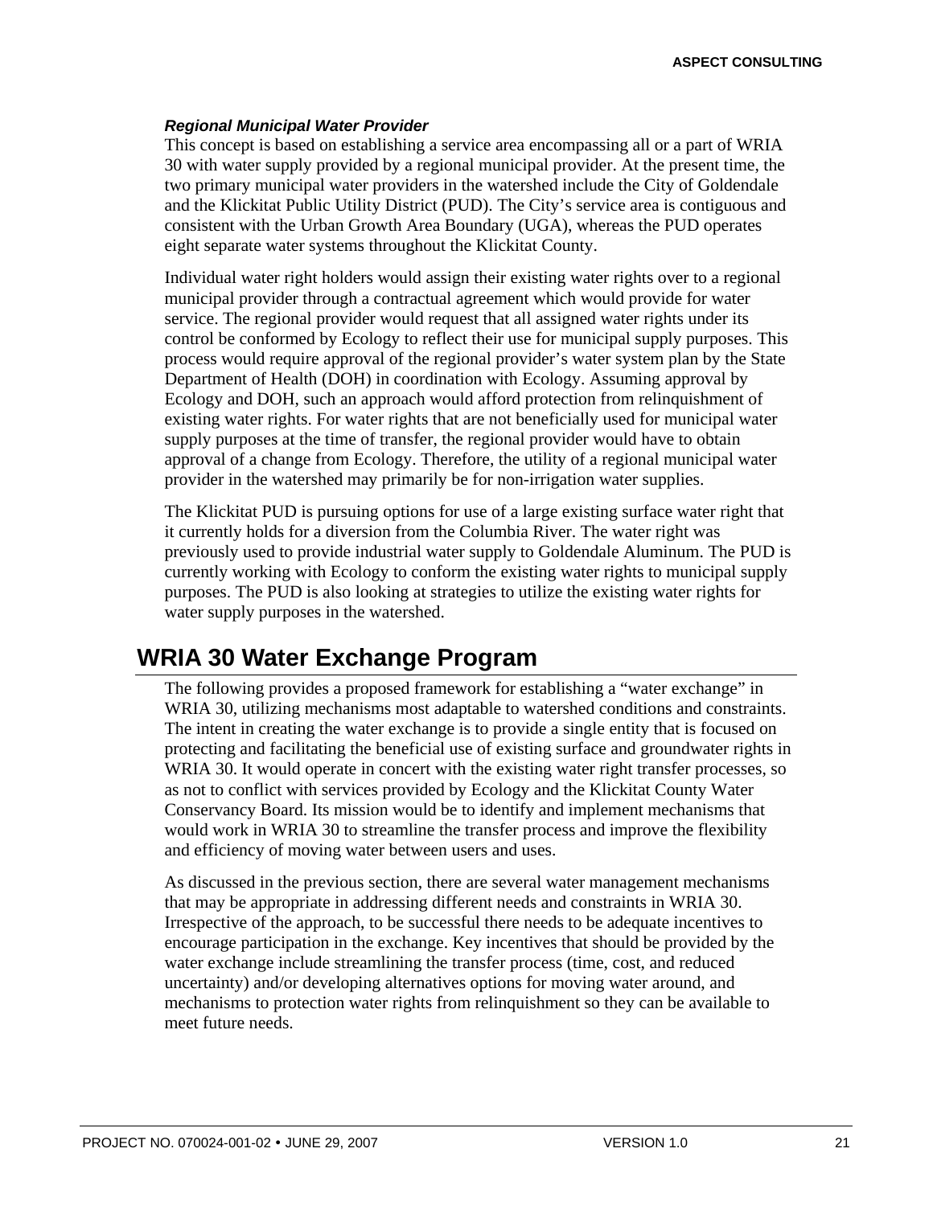### *Regional Municipal Water Provider*

This concept is based on establishing a service area encompassing all or a part of WRIA 30 with water supply provided by a regional municipal provider. At the present time, the two primary municipal water providers in the watershed include the City of Goldendale and the Klickitat Public Utility District (PUD). The City's service area is contiguous and consistent with the Urban Growth Area Boundary (UGA), whereas the PUD operates eight separate water systems throughout the Klickitat County.

Individual water right holders would assign their existing water rights over to a regional municipal provider through a contractual agreement which would provide for water service. The regional provider would request that all assigned water rights under its control be conformed by Ecology to reflect their use for municipal supply purposes. This process would require approval of the regional provider's water system plan by the State Department of Health (DOH) in coordination with Ecology. Assuming approval by Ecology and DOH, such an approach would afford protection from relinquishment of existing water rights. For water rights that are not beneficially used for municipal water supply purposes at the time of transfer, the regional provider would have to obtain approval of a change from Ecology. Therefore, the utility of a regional municipal water provider in the watershed may primarily be for non-irrigation water supplies.

The Klickitat PUD is pursuing options for use of a large existing surface water right that it currently holds for a diversion from the Columbia River. The water right was previously used to provide industrial water supply to Goldendale Aluminum. The PUD is currently working with Ecology to conform the existing water rights to municipal supply purposes. The PUD is also looking at strategies to utilize the existing water rights for water supply purposes in the watershed.

## WRIA 30 Water Exchange Program

The following provides a proposed framework for establishing a "water exchange" in WRIA 30, utilizing mechanisms most adaptable to watershed conditions and constraints. The intent in creating the water exchange is to provide a single entity that is focused on protecting and facilitating the beneficial use of existing surface and groundwater rights in WRIA 30. It would operate in concert with the existing water right transfer processes, so as not to conflict with services provided by Ecology and the Klickitat County Water Conservancy Board. Its mission would be to identify and implement mechanisms that would work in WRIA 30 to streamline the transfer process and improve the flexibility and efficiency of moving water between users and uses.

As discussed in the previous section, there are several water management mechanisms that may be appropriate in addressing different needs and constraints in WRIA 30. Irrespective of the approach, to be successful there needs to be adequate incentives to encourage participation in the exchange. Key incentives that should be provided by the water exchange include streamlining the transfer process (time, cost, and reduced uncertainty) and/or developing alternatives options for moving water around, and mechanisms to protection water rights from relinquishment so they can be available to meet future needs.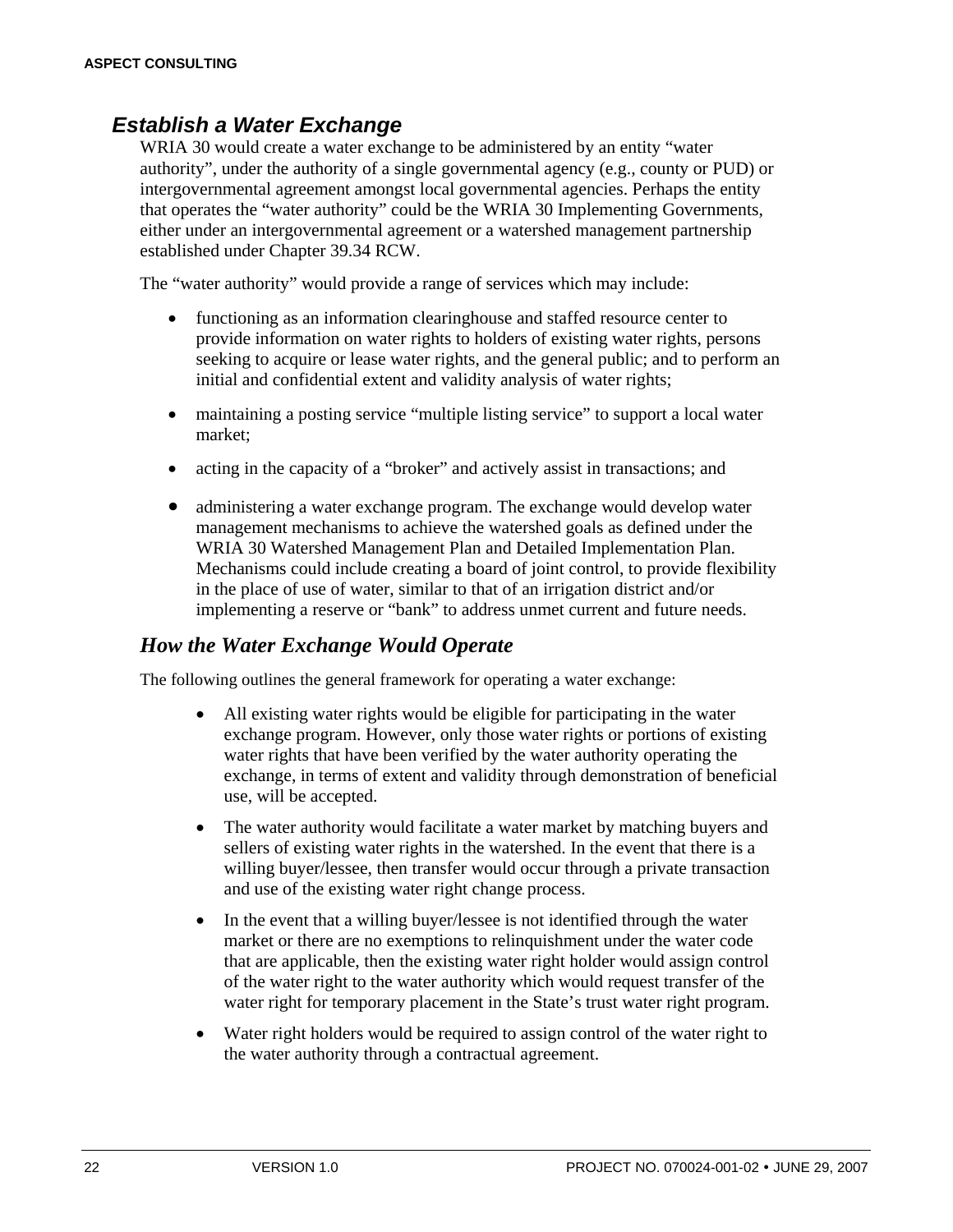## *Establish a Water Exchange*

WRIA 30 would create a water exchange to be administered by an entity "water authority", under the authority of a single governmental agency (e.g., county or PUD) or intergovernmental agreement amongst local governmental agencies. Perhaps the entity that operates the "water authority" could be the WRIA 30 Implementing Governments, either under an intergovernmental agreement or a watershed management partnership established under Chapter 39.34 RCW.

The "water authority" would provide a range of services which may include:

- functioning as an information clearinghouse and staffed resource center to provide information on water rights to holders of existing water rights, persons seeking to acquire or lease water rights, and the general public; and to perform an initial and confidential extent and validity analysis of water rights;
- maintaining a posting service "multiple listing service" to support a local water market;
- acting in the capacity of a "broker" and actively assist in transactions; and
- administering a water exchange program. The exchange would develop water management mechanisms to achieve the watershed goals as defined under the WRIA 30 Watershed Management Plan and Detailed Implementation Plan. Mechanisms could include creating a board of joint control, to provide flexibility in the place of use of water, similar to that of an irrigation district and/or implementing a reserve or "bank" to address unmet current and future needs.

### *How the Water Exchange Would Operate*

The following outlines the general framework for operating a water exchange:

- All existing water rights would be eligible for participating in the water exchange program. However, only those water rights or portions of existing water rights that have been verified by the water authority operating the exchange, in terms of extent and validity through demonstration of beneficial use, will be accepted.
- The water authority would facilitate a water market by matching buyers and sellers of existing water rights in the watershed. In the event that there is a willing buyer/lessee, then transfer would occur through a private transaction and use of the existing water right change process.
- In the event that a willing buyer/lessee is not identified through the water market or there are no exemptions to relinquishment under the water code that are applicable, then the existing water right holder would assign control of the water right to the water authority which would request transfer of the water right for temporary placement in the State's trust water right program.
- Water right holders would be required to assign control of the water right to the water authority through a contractual agreement.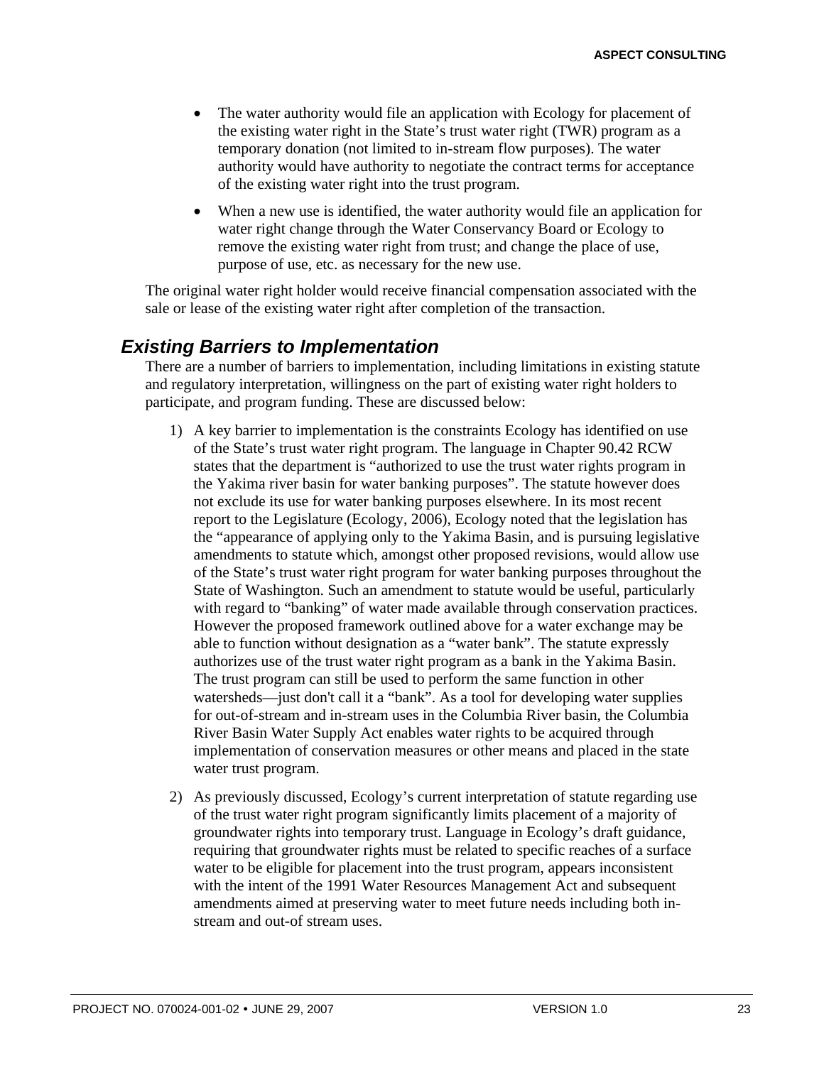- The water authority would file an application with Ecology for placement of the existing water right in the State's trust water right (TWR) program as a temporary donation (not limited to in-stream flow purposes). The water authority would have authority to negotiate the contract terms for acceptance of the existing water right into the trust program.
- When a new use is identified, the water authority would file an application for water right change through the Water Conservancy Board or Ecology to remove the existing water right from trust; and change the place of use, purpose of use, etc. as necessary for the new use.

The original water right holder would receive financial compensation associated with the sale or lease of the existing water right after completion of the transaction.

### *Existing Barriers to Implementation*

There are a number of barriers to implementation, including limitations in existing statute and regulatory interpretation, willingness on the part of existing water right holders to participate, and program funding. These are discussed below:

1) A key barrier to implementation is the constraints Ecology has identified on use of the State's trust water right program. The language in Chapter 90.42 RCW states that the department is "authorized to use the trust water rights program in the Yakima river basin for water banking purposes". The statute however does not exclude its use for water banking purposes elsewhere. In its most recent report to the Legislature (Ecology, 2006), Ecology noted that the legislation has the "appearance of applying only to the Yakima Basin, and is pursuing legislative amendments to statute which, amongst other proposed revisions, would allow use of the State's trust water right program for water banking purposes throughout the State of Washington. Such an amendment to statute would be useful, particularly with regard to "banking" of water made available through conservation practices. However the proposed framework outlined above for a water exchange may be able to function without designation as a "water bank". The statute expressly authorizes use of the trust water right program as a bank in the Yakima Basin. The trust program can still be used to perform the same function in other watersheds—just don't call it a "bank". As a tool for developing water supplies for out-of-stream and in-stream uses in the Columbia River basin, the Columbia River Basin Water Supply Act enables water rights to be acquired through implementation of conservation measures or other means and placed in the state water trust program.

2) As previously discussed, Ecology's current interpretation of statute regarding use of the trust water right program significantly limits placement of a majority of groundwater rights into temporary trust. Language in Ecology's draft guidance, requiring that groundwater rights must be related to specific reaches of a surface water to be eligible for placement into the trust program, appears inconsistent with the intent of the 1991 Water Resources Management Act and subsequent amendments aimed at preserving water to meet future needs including both in-stream and out-of stream uses.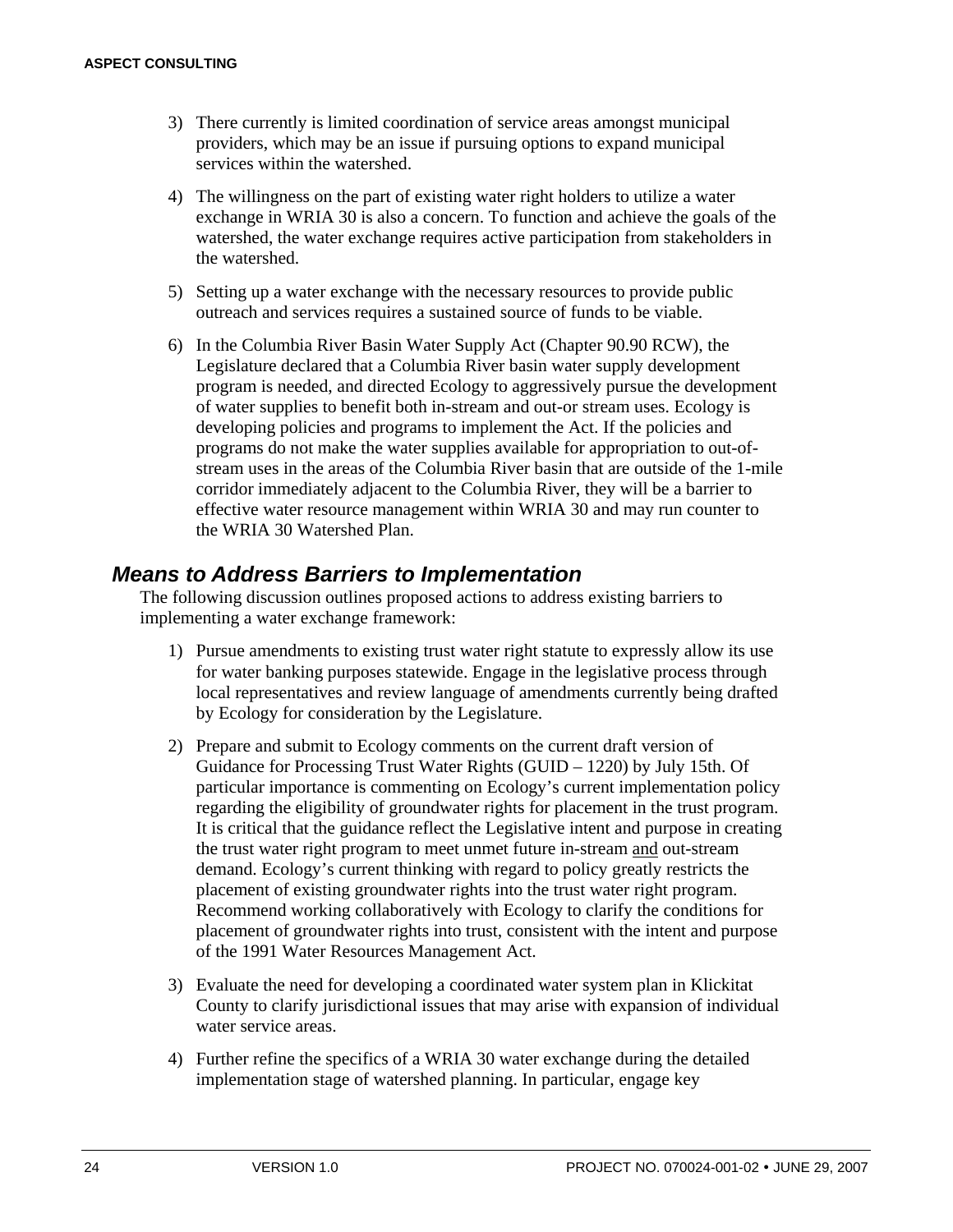3) There currently is limited coordination of service areas amongst municipal providers, which may be an issue if pursuing options to expand municipal services within the watershed.

4) The willingness on the part of existing water right holders to utilize a water exchange in WRIA 30 is also a concern. To function and achieve the goals of the watershed, the water exchange requires active participation from stakeholders in the watershed.

5) Setting up a water exchange with the necessary resources to provide public outreach and services requires a sustained source of funds to be viable.

6) In the Columbia River Basin Water Supply Act (Chapter 90.90 RCW), the Legislature declared that a Columbia River basin water supply development program is needed, and directed Ecology to aggressively pursue the development of water supplies to benefit both in-stream and out-or stream uses. Ecology is developing policies and programs to implement the Act. If the policies and programs do not make the water supplies available for appropriation to out-of-stream uses in the areas of the Columbia River basin that are outside of the 1-mile corridor immediately adjacent to the Columbia River, they will be a barrier to effective water resource management within WRIA 30 and may run counter to the WRIA 30 Watershed Plan.

## *Means to Address Barriers to Implementation*

The following discussion outlines proposed actions to address existing barriers to implementing a water exchange framework:

1) Pursue amendments to existing trust water right statute to expressly allow its use for water banking purposes statewide. Engage in the legislative process through local representatives and review language of amendments currently being drafted by Ecology for consideration by the Legislature.

2) Prepare and submit to Ecology comments on the current draft version of Guidance for Processing Trust Water Rights (GUID – 1220) by July 15th. Of particular importance is commenting on Ecology's current implementation policy regarding the eligibility of groundwater rights for placement in the trust program. It is critical that the guidance reflect the Legislative intent and purpose in creating the trust water right program to meet unmet future in-stream <u>and</u> out-stream demand. Ecology's current thinking with regard to policy greatly restricts the placement of existing groundwater rights into the trust water right program. Recommend working collaboratively with Ecology to clarify the conditions for placement of groundwater rights into trust, consistent with the intent and purpose of the 1991 Water Resources Management Act.

3) Evaluate the need for developing a coordinated water system plan in Klickitat County to clarify jurisdictional issues that may arise with expansion of individual water service areas.

4) Further refine the specifics of a WRIA 30 water exchange during the detailed implementation stage of watershed planning. In particular, engage key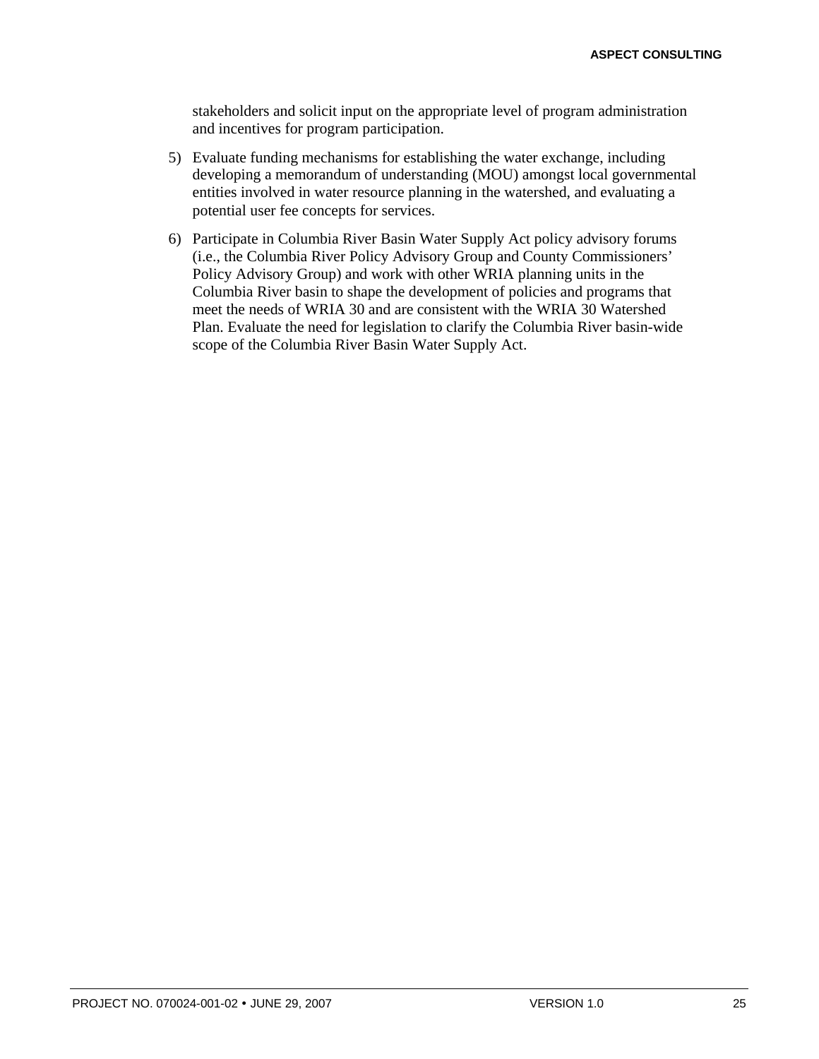stakeholders and solicit input on the appropriate level of program administration and incentives for program participation.

5) Evaluate funding mechanisms for establishing the water exchange, including developing a memorandum of understanding (MOU) amongst local governmental entities involved in water resource planning in the watershed, and evaluating a potential user fee concepts for services.

6) Participate in Columbia River Basin Water Supply Act policy advisory forums (i.e., the Columbia River Policy Advisory Group and County Commissioners' Policy Advisory Group) and work with other WRIA planning units in the Columbia River basin to shape the development of policies and programs that meet the needs of WRIA 30 and are consistent with the WRIA 30 Watershed Plan. Evaluate the need for legislation to clarify the Columbia River basin-wide scope of the Columbia River Basin Water Supply Act.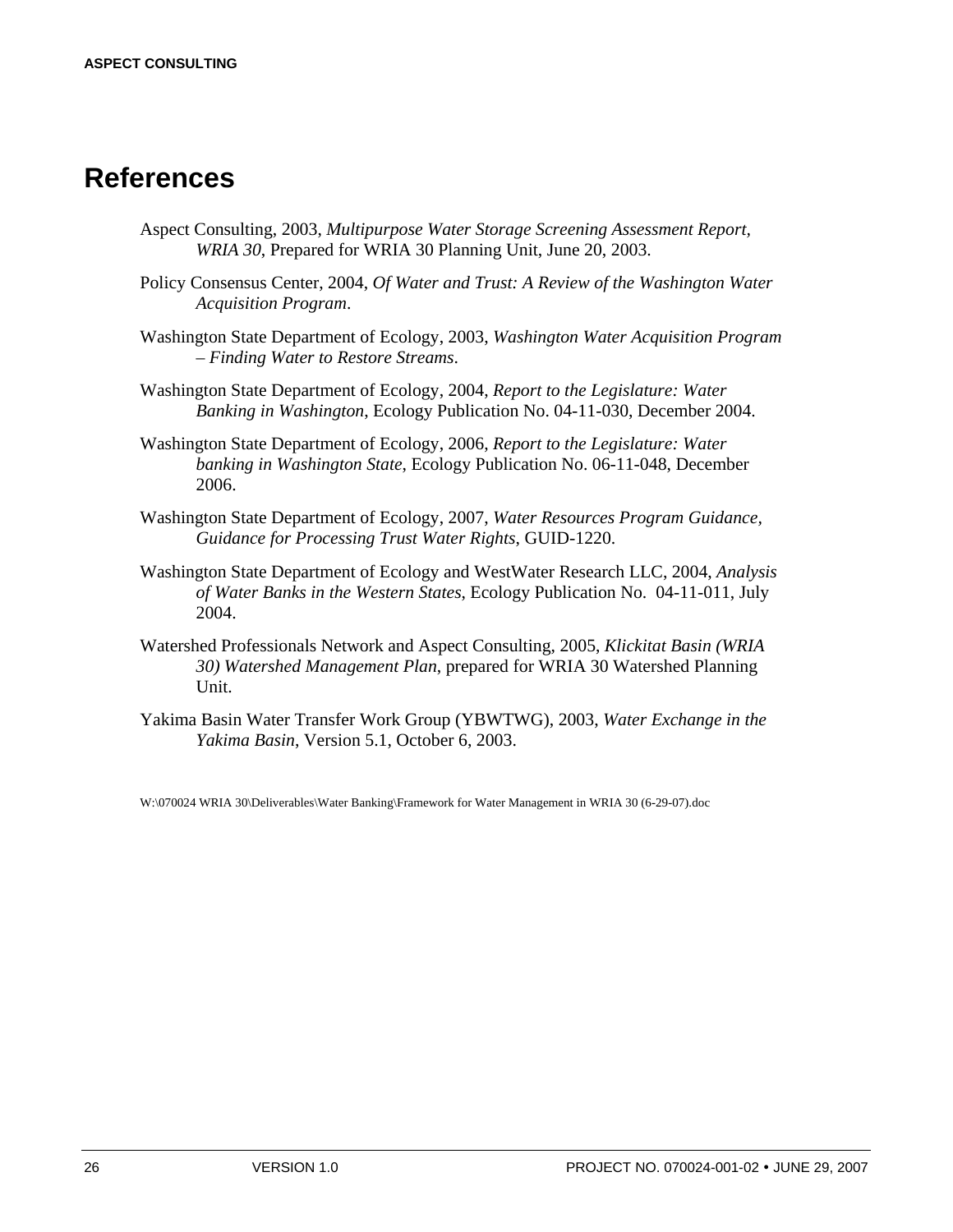# References

Aspect Consulting, 2003, *Multipurpose Water Storage Screening Assessment Report, WRIA 30*, Prepared for WRIA 30 Planning Unit, June 20, 2003.

Policy Consensus Center, 2004, *Of Water and Trust: A Review of the Washington Water Acquisition Program*.

Washington State Department of Ecology, 2003, *Washington Water Acquisition Program – Finding Water to Restore Streams*.

Washington State Department of Ecology, 2004, *Report to the Legislature: Water Banking in Washington*, Ecology Publication No. 04-11-030, December 2004.

Washington State Department of Ecology, 2006, *Report to the Legislature: Water banking in Washington State*, Ecology Publication No. 06-11-048, December 2006.

Washington State Department of Ecology, 2007, *Water Resources Program Guidance, Guidance for Processing Trust Water Rights*, GUID-1220.

Washington State Department of Ecology and WestWater Research LLC, 2004, *Analysis of Water Banks in the Western States*, Ecology Publication No. 04-11-011, July 2004.

Watershed Professionals Network and Aspect Consulting, 2005, *Klickitat Basin (WRIA 30) Watershed Management Plan*, prepared for WRIA 30 Watershed Planning Unit.

Yakima Basin Water Transfer Work Group (YBWTWG), 2003, *Water Exchange in the Yakima Basin*, Version 5.1, October 6, 2003.

W:\070024 WRIA 30\Deliverables\Water Banking\Framework for Water Management in WRIA 30 (6-29-07).doc